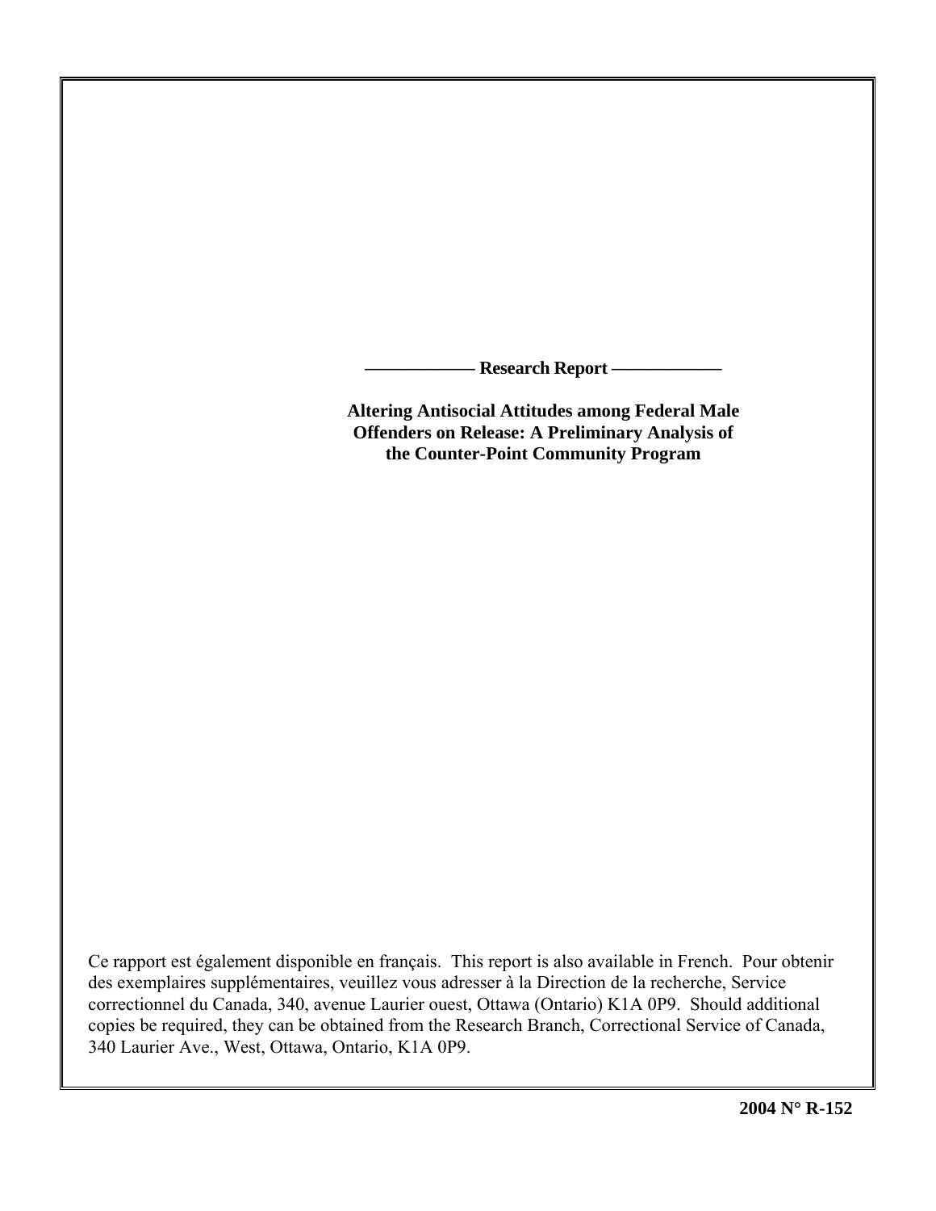**——————— Research Report ———————**

# Altering Antisocial Attitudes among Federal Male Offenders on Release: A Preliminary Analysis of the Counter-Point Community Program

Ce rapport est également disponible en français. This report is also available in French. Pour obtenir des exemplaires supplémentaires, veuillez vous adresser à la Direction de la recherche, Service correctionnel du Canada, 340, avenue Laurier ouest, Ottawa (Ontario) K1A 0P9. Should additional copies be required, they can be obtained from the Research Branch, Correctional Service of Canada, 340 Laurier Ave., West, Ottawa, Ontario, K1A 0P9.

**2004 N° R-152**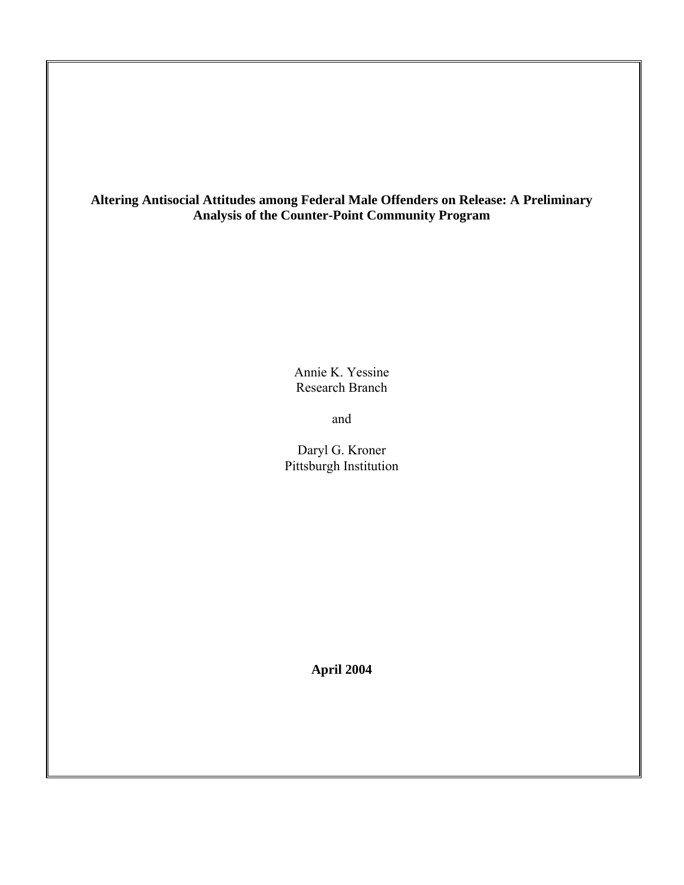**Altering Antisocial Attitudes among Federal Male Offenders on Release: A Preliminary Analysis of the Counter-Point Community Program**

Annie K. Yessine
Research Branch

and

Daryl G. Kroner
Pittsburgh Institution

**April 2004**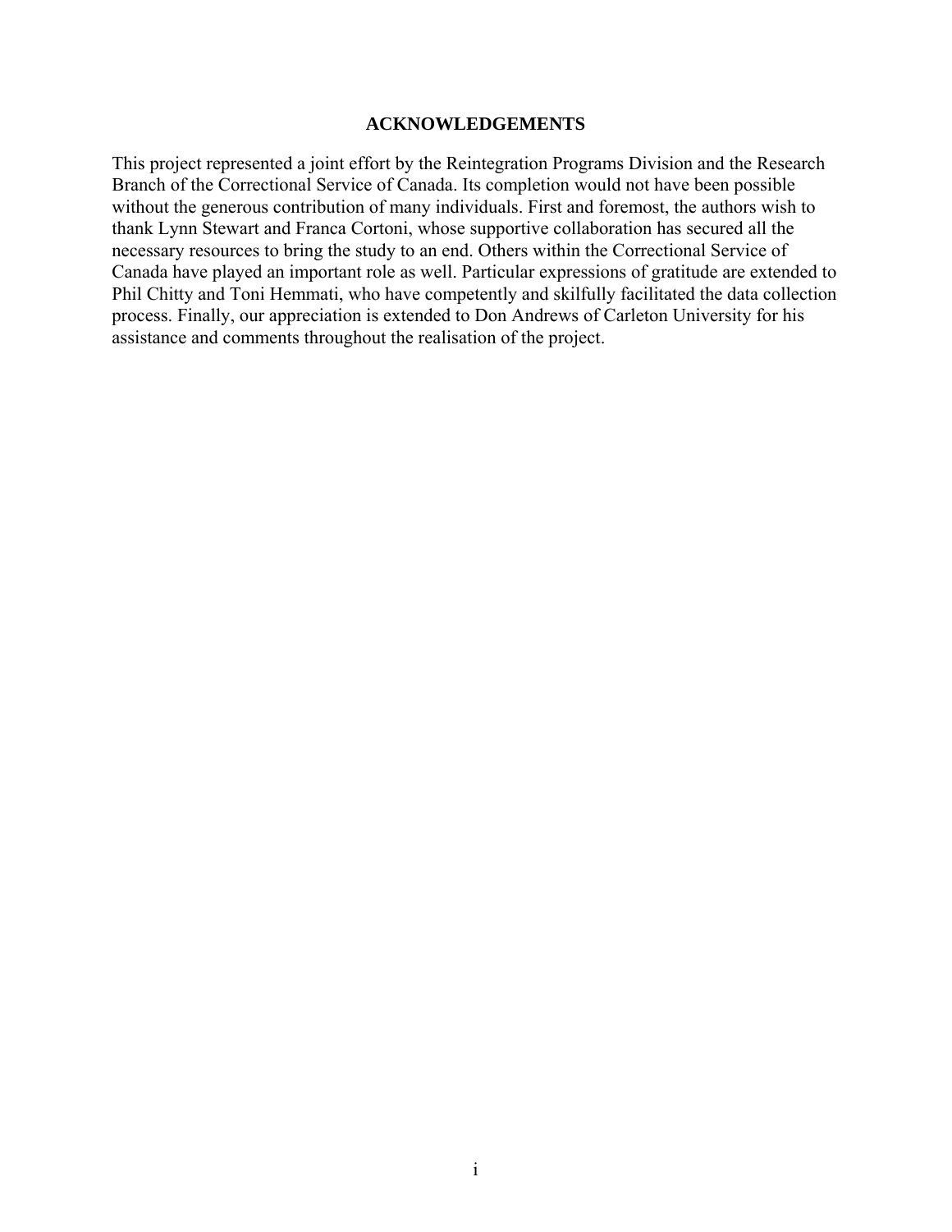## ACKNOWLEDGEMENTS

This project represented a joint effort by the Reintegration Programs Division and the Research Branch of the Correctional Service of Canada. Its completion would not have been possible without the generous contribution of many individuals. First and foremost, the authors wish to thank Lynn Stewart and Franca Cortoni, whose supportive collaboration has secured all the necessary resources to bring the study to an end. Others within the Correctional Service of Canada have played an important role as well. Particular expressions of gratitude are extended to Phil Chitty and Toni Hemmati, who have competently and skilfully facilitated the data collection process. Finally, our appreciation is extended to Don Andrews of Carleton University for his assistance and comments throughout the realisation of the project.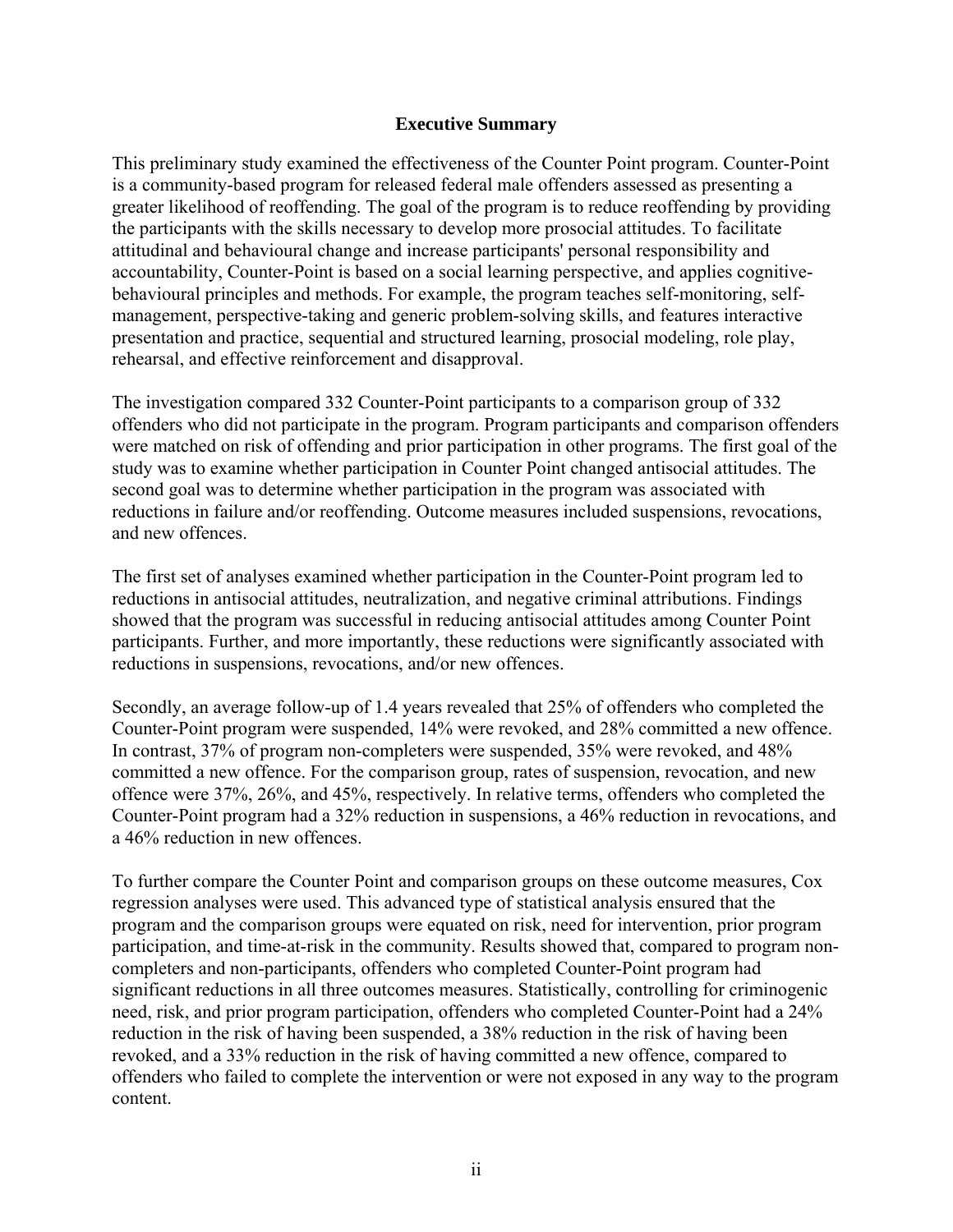## Executive Summary

This preliminary study examined the effectiveness of the Counter Point program. Counter-Point is a community-based program for released federal male offenders assessed as presenting a greater likelihood of reoffending. The goal of the program is to reduce reoffending by providing the participants with the skills necessary to develop more prosocial attitudes. To facilitate attitudinal and behavioural change and increase participants' personal responsibility and accountability, Counter-Point is based on a social learning perspective, and applies cognitive-behavioural principles and methods. For example, the program teaches self-monitoring, self-management, perspective-taking and generic problem-solving skills, and features interactive presentation and practice, sequential and structured learning, prosocial modeling, role play, rehearsal, and effective reinforcement and disapproval.

The investigation compared 332 Counter-Point participants to a comparison group of 332 offenders who did not participate in the program. Program participants and comparison offenders were matched on risk of offending and prior participation in other programs. The first goal of the study was to examine whether participation in Counter Point changed antisocial attitudes. The second goal was to determine whether participation in the program was associated with reductions in failure and/or reoffending. Outcome measures included suspensions, revocations, and new offences.

The first set of analyses examined whether participation in the Counter-Point program led to reductions in antisocial attitudes, neutralization, and negative criminal attributions. Findings showed that the program was successful in reducing antisocial attitudes among Counter Point participants. Further, and more importantly, these reductions were significantly associated with reductions in suspensions, revocations, and/or new offences.

Secondly, an average follow-up of 1.4 years revealed that 25% of offenders who completed the Counter-Point program were suspended, 14% were revoked, and 28% committed a new offence. In contrast, 37% of program non-completers were suspended, 35% were revoked, and 48% committed a new offence. For the comparison group, rates of suspension, revocation, and new offence were 37%, 26%, and 45%, respectively. In relative terms, offenders who completed the Counter-Point program had a 32% reduction in suspensions, a 46% reduction in revocations, and a 46% reduction in new offences.

To further compare the Counter Point and comparison groups on these outcome measures, Cox regression analyses were used. This advanced type of statistical analysis ensured that the program and the comparison groups were equated on risk, need for intervention, prior program participation, and time-at-risk in the community. Results showed that, compared to program non-completers and non-participants, offenders who completed Counter-Point program had significant reductions in all three outcomes measures. Statistically, controlling for criminogenic need, risk, and prior program participation, offenders who completed Counter-Point had a 24% reduction in the risk of having been suspended, a 38% reduction in the risk of having been revoked, and a 33% reduction in the risk of having committed a new offence, compared to offenders who failed to complete the intervention or were not exposed in any way to the program content.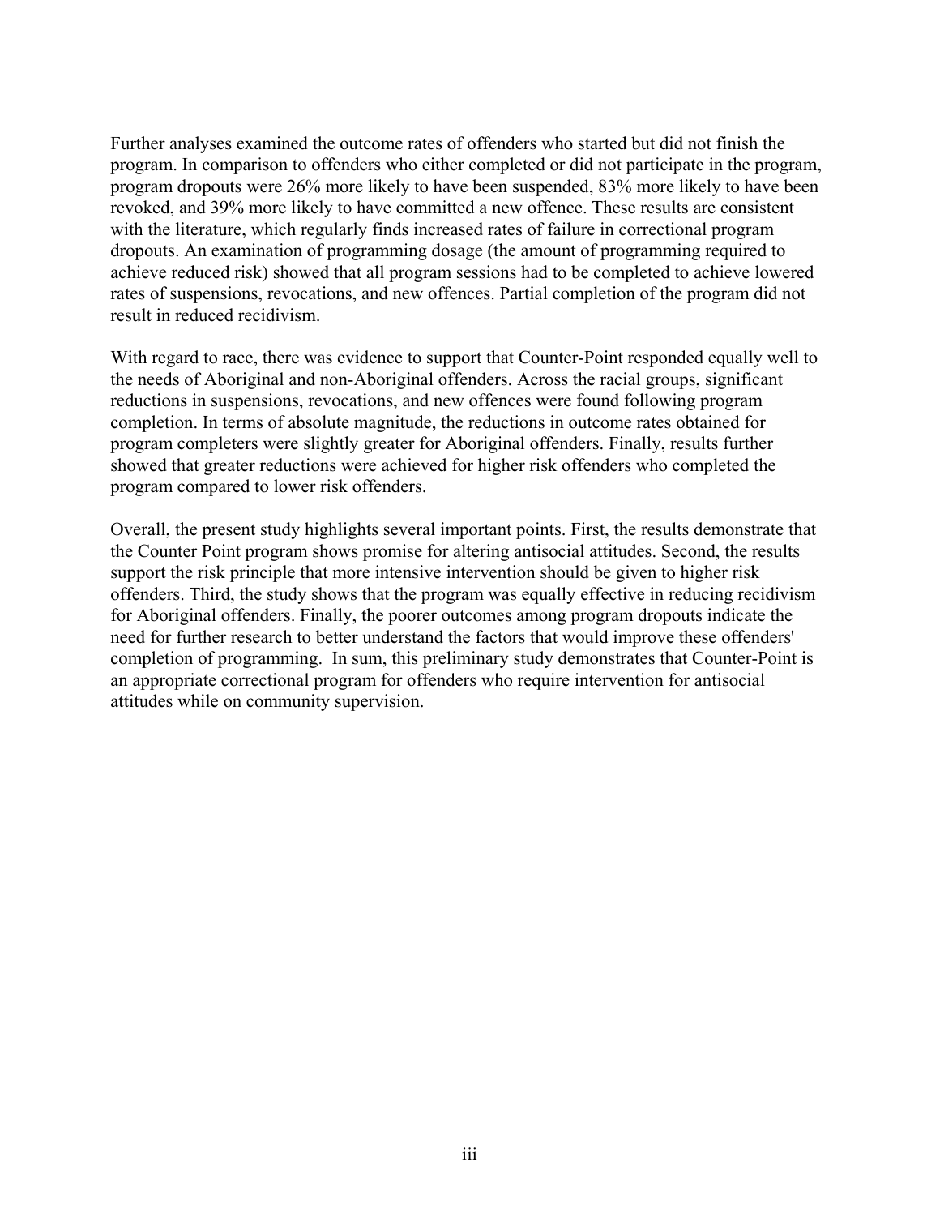Further analyses examined the outcome rates of offenders who started but did not finish the program. In comparison to offenders who either completed or did not participate in the program, program dropouts were 26% more likely to have been suspended, 83% more likely to have been revoked, and 39% more likely to have committed a new offence. These results are consistent with the literature, which regularly finds increased rates of failure in correctional program dropouts. An examination of programming dosage (the amount of programming required to achieve reduced risk) showed that all program sessions had to be completed to achieve lowered rates of suspensions, revocations, and new offences. Partial completion of the program did not result in reduced recidivism.

With regard to race, there was evidence to support that Counter-Point responded equally well to the needs of Aboriginal and non-Aboriginal offenders. Across the racial groups, significant reductions in suspensions, revocations, and new offences were found following program completion. In terms of absolute magnitude, the reductions in outcome rates obtained for program completers were slightly greater for Aboriginal offenders. Finally, results further showed that greater reductions were achieved for higher risk offenders who completed the program compared to lower risk offenders.

Overall, the present study highlights several important points. First, the results demonstrate that the Counter Point program shows promise for altering antisocial attitudes. Second, the results support the risk principle that more intensive intervention should be given to higher risk offenders. Third, the study shows that the program was equally effective in reducing recidivism for Aboriginal offenders. Finally, the poorer outcomes among program dropouts indicate the need for further research to better understand the factors that would improve these offenders' completion of programming. In sum, this preliminary study demonstrates that Counter-Point is an appropriate correctional program for offenders who require intervention for antisocial attitudes while on community supervision.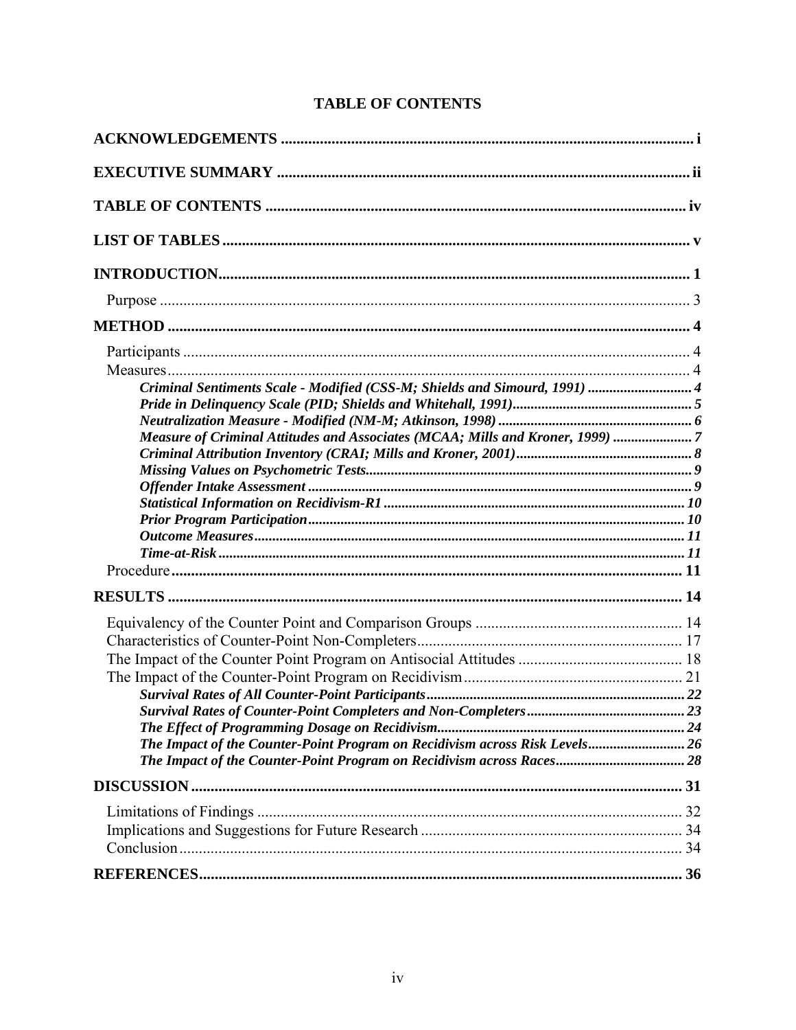# TABLE OF CONTENTS

**ACKNOWLEDGEMENTS** .......... **i**

**EXECUTIVE SUMMARY** .......... **ii**

**TABLE OF CONTENTS** .......... **iv**

**LIST OF TABLES** .......... **v**

**INTRODUCTION** .......... **1**

- Purpose .......... 3

**METHOD** .......... **4**

- Participants .......... 4
- Measures .......... 4
  - ***Criminal Sentiments Scale - Modified (CSS-M; Shields and Simourd, 1991)*** .......... ***4***
  - ***Pride in Delinquency Scale (PID; Shields and Whitehall, 1991)*** .......... ***5***
  - ***Neutralization Measure - Modified (NM-M; Atkinson, 1998)*** .......... ***6***
  - ***Measure of Criminal Attitudes and Associates (MCAA; Mills and Kroner, 1999)*** .......... ***7***
  - ***Criminal Attribution Inventory (CRAI; Mills and Kroner, 2001)*** .......... ***8***
  - ***Missing Values on Psychometric Tests*** .......... ***9***
  - ***Offender Intake Assessment*** .......... ***9***
  - ***Statistical Information on Recidivism-R1*** .......... ***10***
  - ***Prior Program Participation*** .......... ***10***
  - ***Outcome Measures*** .......... ***11***
  - ***Time-at-Risk*** .......... ***11***
- Procedure .......... **11**

**RESULTS** .......... **14**

- Equivalency of the Counter Point and Comparison Groups .......... 14
- Characteristics of Counter-Point Non-Completers .......... 17
- The Impact of the Counter Point Program on Antisocial Attitudes .......... 18
- The Impact of the Counter-Point Program on Recidivism .......... 21
  - ***Survival Rates of All Counter-Point Participants*** .......... ***22***
  - ***Survival Rates of Counter-Point Completers and Non-Completers*** .......... ***23***
  - ***The Effect of Programming Dosage on Recidivism*** .......... ***24***
  - ***The Impact of the Counter-Point Program on Recidivism across Risk Levels*** .......... ***26***
  - ***The Impact of the Counter-Point Program on Recidivism across Races*** .......... ***28***

**DISCUSSION** .......... **31**

- Limitations of Findings .......... 32
- Implications and Suggestions for Future Research .......... 34
- Conclusion .......... 34

**REFERENCES** .......... **36**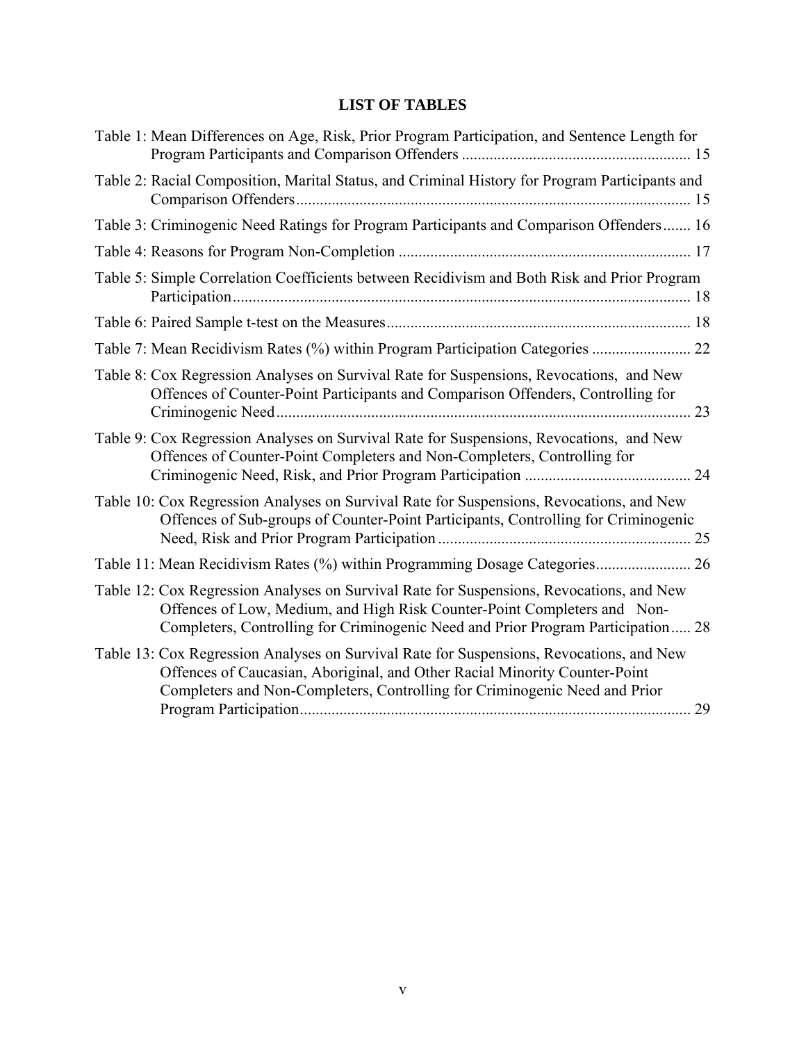# LIST OF TABLES

Table 1: Mean Differences on Age, Risk, Prior Program Participation, and Sentence Length for Program Participants and Comparison Offenders ........................................................ 15

Table 2: Racial Composition, Marital Status, and Criminal History for Program Participants and Comparison Offenders.................................................................................................. 15

Table 3: Criminogenic Need Ratings for Program Participants and Comparison Offenders....... 16

Table 4: Reasons for Program Non-Completion ......................................................................... 17

Table 5: Simple Correlation Coefficients between Recidivism and Both Risk and Prior Program Participation.................................................................................................................. 18

Table 6: Paired Sample t-test on the Measures............................................................................ 18

Table 7: Mean Recidivism Rates (%) within Program Participation Categories ......................... 22

Table 8: Cox Regression Analyses on Survival Rate for Suspensions, Revocations, and New Offences of Counter-Point Participants and Comparison Offenders, Controlling for Criminogenic Need......................................................................................................... 23

Table 9: Cox Regression Analyses on Survival Rate for Suspensions, Revocations, and New Offences of Counter-Point Completers and Non-Completers, Controlling for Criminogenic Need, Risk, and Prior Program Participation .......................................... 24

Table 10: Cox Regression Analyses on Survival Rate for Suspensions, Revocations, and New Offences of Sub-groups of Counter-Point Participants, Controlling for Criminogenic Need, Risk and Prior Program Participation ................................................................ 25

Table 11: Mean Recidivism Rates (%) within Programming Dosage Categories........................ 26

Table 12: Cox Regression Analyses on Survival Rate for Suspensions, Revocations, and New Offences of Low, Medium, and High Risk Counter-Point Completers and Non-Completers, Controlling for Criminogenic Need and Prior Program Participation..... 28

Table 13: Cox Regression Analyses on Survival Rate for Suspensions, Revocations, and New Offences of Caucasian, Aboriginal, and Other Racial Minority Counter-Point Completers and Non-Completers, Controlling for Criminogenic Need and Prior Program Participation.................................................................................................. 29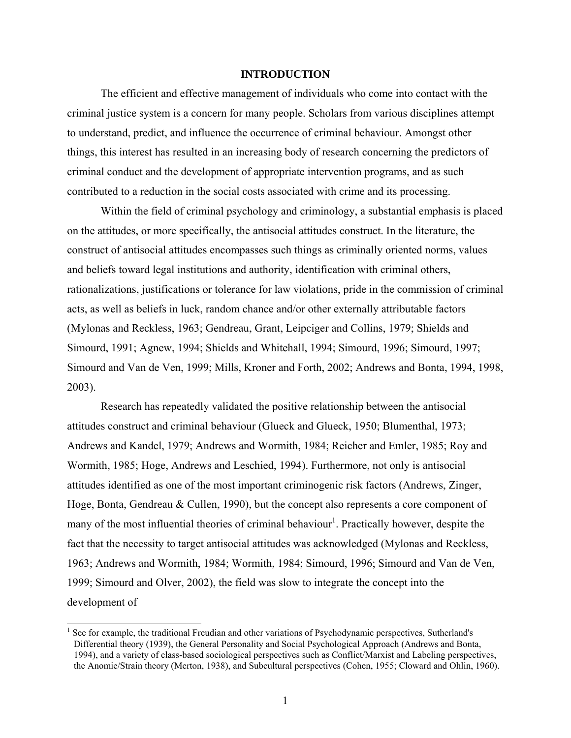## INTRODUCTION

The efficient and effective management of individuals who come into contact with the criminal justice system is a concern for many people. Scholars from various disciplines attempt to understand, predict, and influence the occurrence of criminal behaviour. Amongst other things, this interest has resulted in an increasing body of research concerning the predictors of criminal conduct and the development of appropriate intervention programs, and as such contributed to a reduction in the social costs associated with crime and its processing.

Within the field of criminal psychology and criminology, a substantial emphasis is placed on the attitudes, or more specifically, the antisocial attitudes construct. In the literature, the construct of antisocial attitudes encompasses such things as criminally oriented norms, values and beliefs toward legal institutions and authority, identification with criminal others, rationalizations, justifications or tolerance for law violations, pride in the commission of criminal acts, as well as beliefs in luck, random chance and/or other externally attributable factors (Mylonas and Reckless, 1963; Gendreau, Grant, Leipciger and Collins, 1979; Shields and Simourd, 1991; Agnew, 1994; Shields and Whitehall, 1994; Simourd, 1996; Simourd, 1997; Simourd and Van de Ven, 1999; Mills, Kroner and Forth, 2002; Andrews and Bonta, 1994, 1998, 2003).

Research has repeatedly validated the positive relationship between the antisocial attitudes construct and criminal behaviour (Glueck and Glueck, 1950; Blumenthal, 1973; Andrews and Kandel, 1979; Andrews and Wormith, 1984; Reicher and Emler, 1985; Roy and Wormith, 1985; Hoge, Andrews and Leschied, 1994). Furthermore, not only is antisocial attitudes identified as one of the most important criminogenic risk factors (Andrews, Zinger, Hoge, Bonta, Gendreau & Cullen, 1990), but the concept also represents a core component of many of the most influential theories of criminal behaviour[1]. Practically however, despite the fact that the necessity to target antisocial attitudes was acknowledged (Mylonas and Reckless, 1963; Andrews and Wormith, 1984; Wormith, 1984; Simourd, 1996; Simourd and Van de Ven, 1999; Simourd and Olver, 2002), the field was slow to integrate the concept into the development of

[1] See for example, the traditional Freudian and other variations of Psychodynamic perspectives, Sutherland's Differential theory (1939), the General Personality and Social Psychological Approach (Andrews and Bonta, 1994), and a variety of class-based sociological perspectives such as Conflict/Marxist and Labeling perspectives, the Anomie/Strain theory (Merton, 1938), and Subcultural perspectives (Cohen, 1955; Cloward and Ohlin, 1960).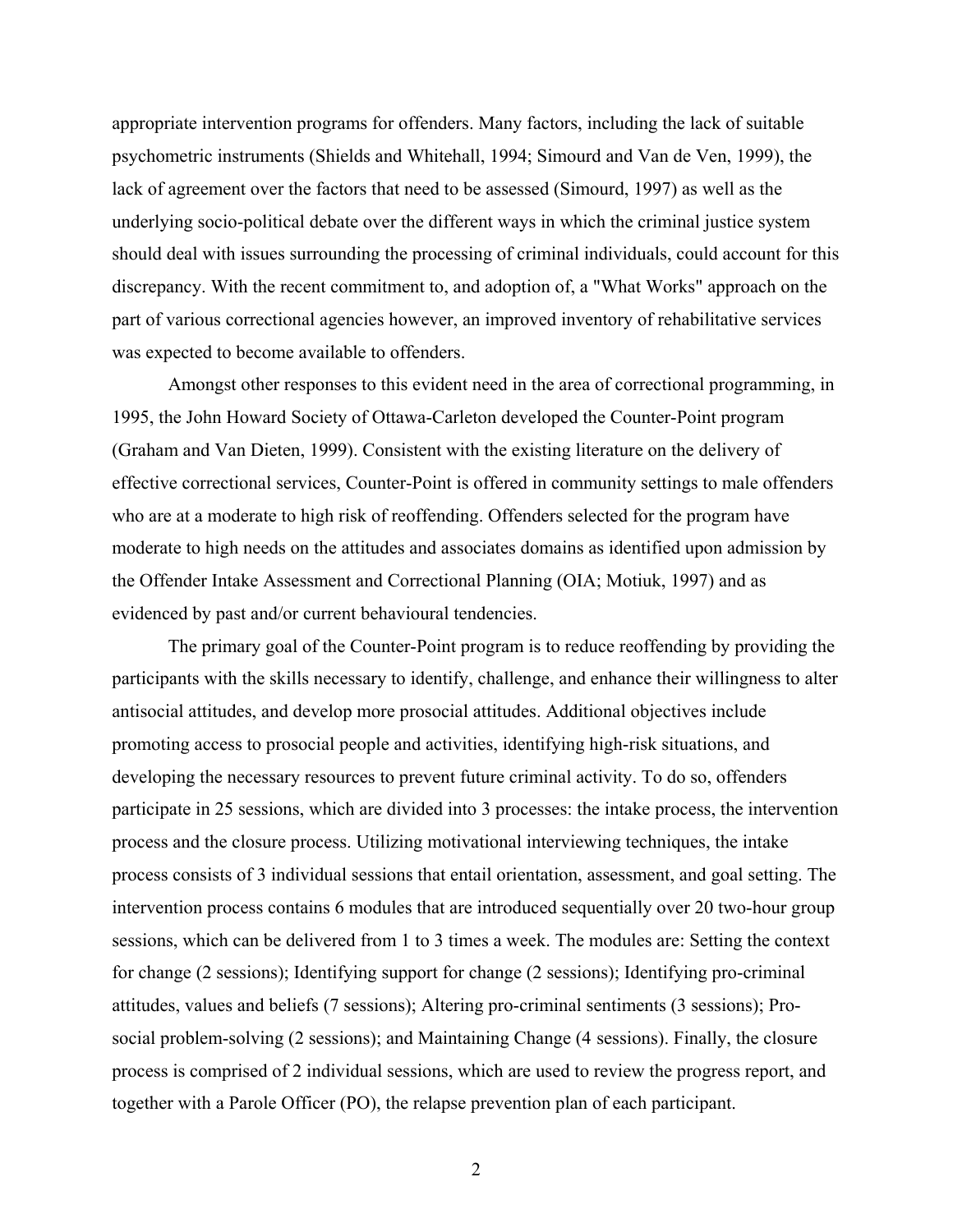appropriate intervention programs for offenders. Many factors, including the lack of suitable psychometric instruments (Shields and Whitehall, 1994; Simourd and Van de Ven, 1999), the lack of agreement over the factors that need to be assessed (Simourd, 1997) as well as the underlying socio-political debate over the different ways in which the criminal justice system should deal with issues surrounding the processing of criminal individuals, could account for this discrepancy. With the recent commitment to, and adoption of, a "What Works" approach on the part of various correctional agencies however, an improved inventory of rehabilitative services was expected to become available to offenders.

Amongst other responses to this evident need in the area of correctional programming, in 1995, the John Howard Society of Ottawa-Carleton developed the Counter-Point program (Graham and Van Dieten, 1999). Consistent with the existing literature on the delivery of effective correctional services, Counter-Point is offered in community settings to male offenders who are at a moderate to high risk of reoffending. Offenders selected for the program have moderate to high needs on the attitudes and associates domains as identified upon admission by the Offender Intake Assessment and Correctional Planning (OIA; Motiuk, 1997) and as evidenced by past and/or current behavioural tendencies.

The primary goal of the Counter-Point program is to reduce reoffending by providing the participants with the skills necessary to identify, challenge, and enhance their willingness to alter antisocial attitudes, and develop more prosocial attitudes. Additional objectives include promoting access to prosocial people and activities, identifying high-risk situations, and developing the necessary resources to prevent future criminal activity. To do so, offenders participate in 25 sessions, which are divided into 3 processes: the intake process, the intervention process and the closure process. Utilizing motivational interviewing techniques, the intake process consists of 3 individual sessions that entail orientation, assessment, and goal setting. The intervention process contains 6 modules that are introduced sequentially over 20 two-hour group sessions, which can be delivered from 1 to 3 times a week. The modules are: Setting the context for change (2 sessions); Identifying support for change (2 sessions); Identifying pro-criminal attitudes, values and beliefs (7 sessions); Altering pro-criminal sentiments (3 sessions); Pro-social problem-solving (2 sessions); and Maintaining Change (4 sessions). Finally, the closure process is comprised of 2 individual sessions, which are used to review the progress report, and together with a Parole Officer (PO), the relapse prevention plan of each participant.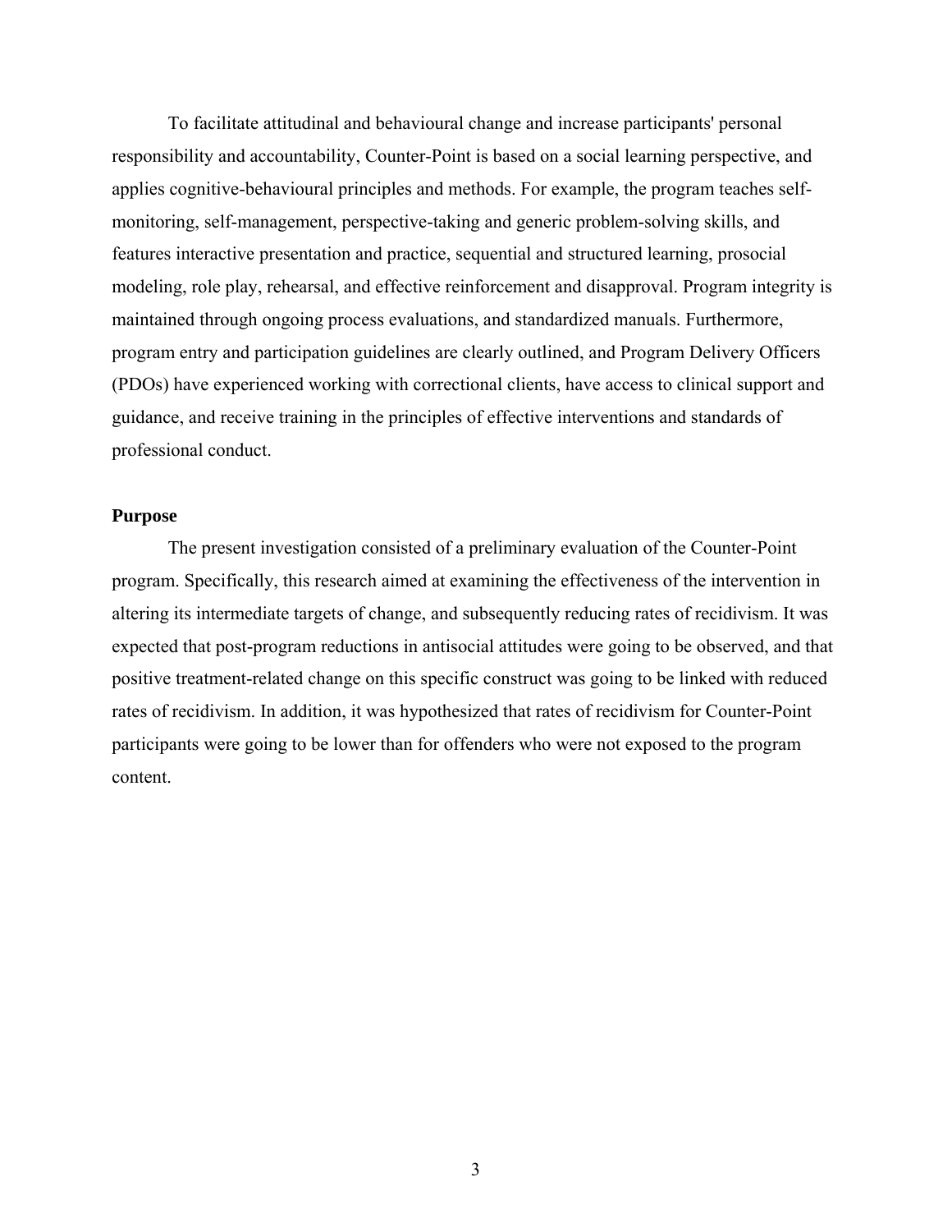To facilitate attitudinal and behavioural change and increase participants' personal responsibility and accountability, Counter-Point is based on a social learning perspective, and applies cognitive-behavioural principles and methods. For example, the program teaches self-monitoring, self-management, perspective-taking and generic problem-solving skills, and features interactive presentation and practice, sequential and structured learning, prosocial modeling, role play, rehearsal, and effective reinforcement and disapproval. Program integrity is maintained through ongoing process evaluations, and standardized manuals. Furthermore, program entry and participation guidelines are clearly outlined, and Program Delivery Officers (PDOs) have experienced working with correctional clients, have access to clinical support and guidance, and receive training in the principles of effective interventions and standards of professional conduct.

**Purpose**

The present investigation consisted of a preliminary evaluation of the Counter-Point program. Specifically, this research aimed at examining the effectiveness of the intervention in altering its intermediate targets of change, and subsequently reducing rates of recidivism. It was expected that post-program reductions in antisocial attitudes were going to be observed, and that positive treatment-related change on this specific construct was going to be linked with reduced rates of recidivism. In addition, it was hypothesized that rates of recidivism for Counter-Point participants were going to be lower than for offenders who were not exposed to the program content.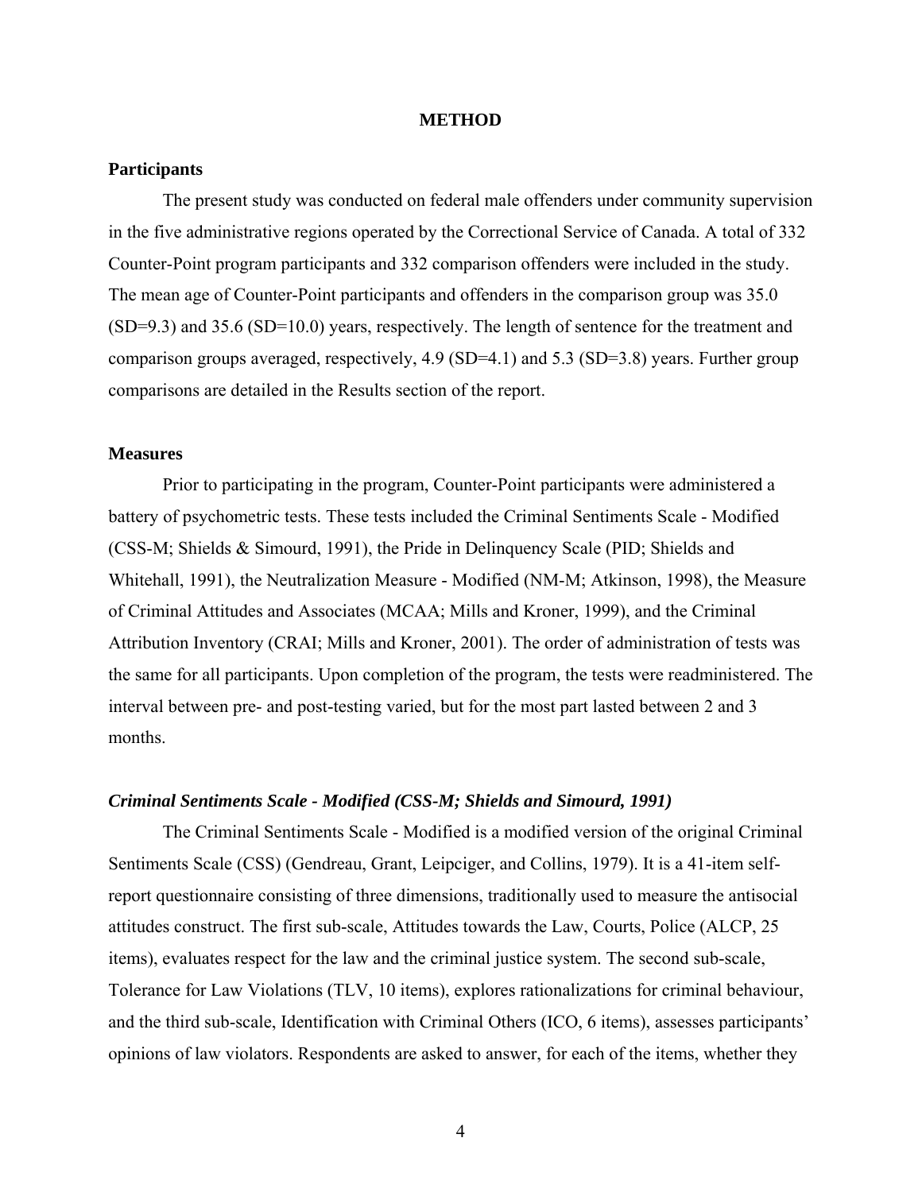# METHOD

## Participants

The present study was conducted on federal male offenders under community supervision in the five administrative regions operated by the Correctional Service of Canada. A total of 332 Counter-Point program participants and 332 comparison offenders were included in the study. The mean age of Counter-Point participants and offenders in the comparison group was 35.0 (SD=9.3) and 35.6 (SD=10.0) years, respectively. The length of sentence for the treatment and comparison groups averaged, respectively, 4.9 (SD=4.1) and 5.3 (SD=3.8) years. Further group comparisons are detailed in the Results section of the report.

## Measures

Prior to participating in the program, Counter-Point participants were administered a battery of psychometric tests. These tests included the Criminal Sentiments Scale - Modified (CSS-M; Shields & Simourd, 1991), the Pride in Delinquency Scale (PID; Shields and Whitehall, 1991), the Neutralization Measure - Modified (NM-M; Atkinson, 1998), the Measure of Criminal Attitudes and Associates (MCAA; Mills and Kroner, 1999), and the Criminal Attribution Inventory (CRAI; Mills and Kroner, 2001). The order of administration of tests was the same for all participants. Upon completion of the program, the tests were readministered. The interval between pre- and post-testing varied, but for the most part lasted between 2 and 3 months.

### *Criminal Sentiments Scale - Modified (CSS-M; Shields and Simourd, 1991)*

The Criminal Sentiments Scale - Modified is a modified version of the original Criminal Sentiments Scale (CSS) (Gendreau, Grant, Leipciger, and Collins, 1979). It is a 41-item self-report questionnaire consisting of three dimensions, traditionally used to measure the antisocial attitudes construct. The first sub-scale, Attitudes towards the Law, Courts, Police (ALCP, 25 items), evaluates respect for the law and the criminal justice system. The second sub-scale, Tolerance for Law Violations (TLV, 10 items), explores rationalizations for criminal behaviour, and the third sub-scale, Identification with Criminal Others (ICO, 6 items), assesses participants' opinions of law violators. Respondents are asked to answer, for each of the items, whether they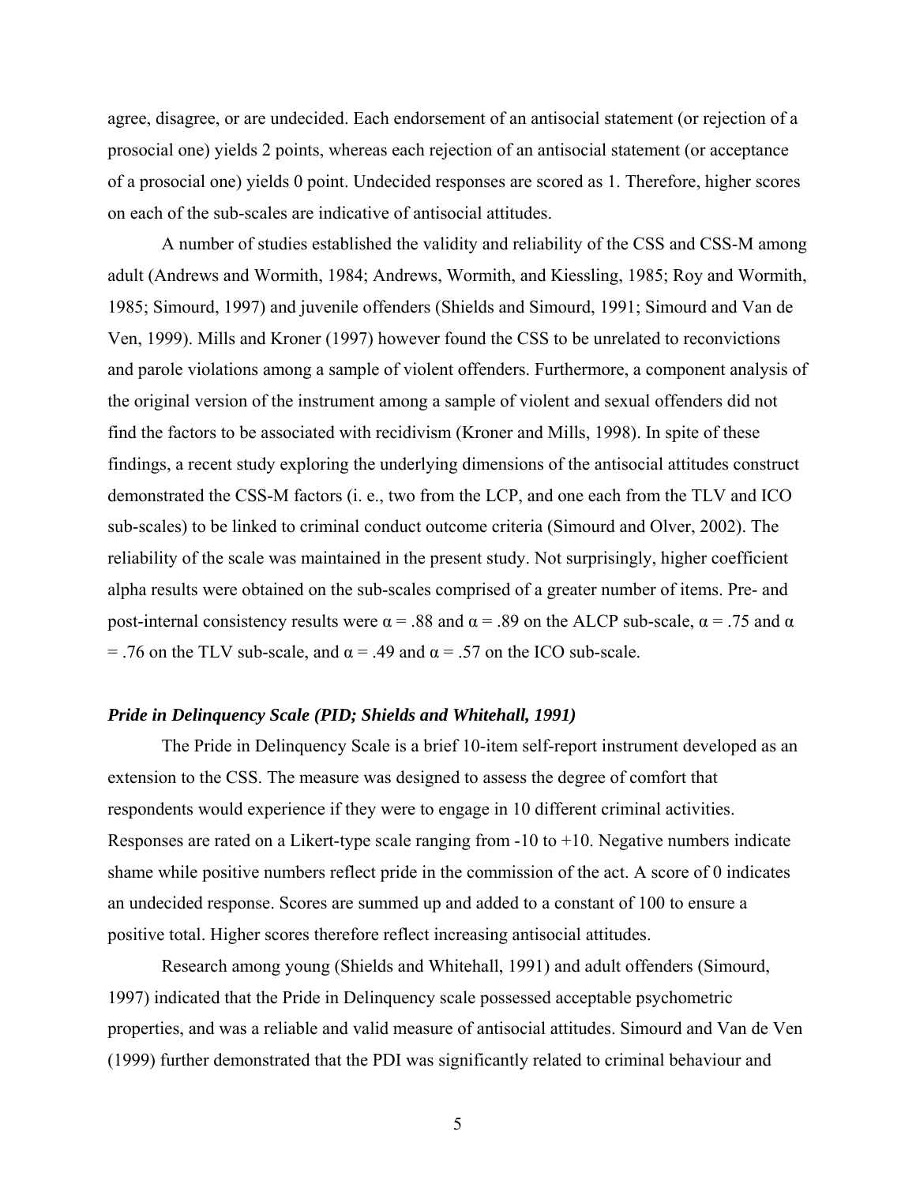agree, disagree, or are undecided. Each endorsement of an antisocial statement (or rejection of a prosocial one) yields 2 points, whereas each rejection of an antisocial statement (or acceptance of a prosocial one) yields 0 point. Undecided responses are scored as 1. Therefore, higher scores on each of the sub-scales are indicative of antisocial attitudes.

A number of studies established the validity and reliability of the CSS and CSS-M among adult (Andrews and Wormith, 1984; Andrews, Wormith, and Kiessling, 1985; Roy and Wormith, 1985; Simourd, 1997) and juvenile offenders (Shields and Simourd, 1991; Simourd and Van de Ven, 1999). Mills and Kroner (1997) however found the CSS to be unrelated to reconvictions and parole violations among a sample of violent offenders. Furthermore, a component analysis of the original version of the instrument among a sample of violent and sexual offenders did not find the factors to be associated with recidivism (Kroner and Mills, 1998). In spite of these findings, a recent study exploring the underlying dimensions of the antisocial attitudes construct demonstrated the CSS-M factors (i. e., two from the LCP, and one each from the TLV and ICO sub-scales) to be linked to criminal conduct outcome criteria (Simourd and Olver, 2002). The reliability of the scale was maintained in the present study. Not surprisingly, higher coefficient alpha results were obtained on the sub-scales comprised of a greater number of items. Pre- and post-internal consistency results were $\alpha = .88$ and $\alpha = .89$ on the ALCP sub-scale, $\alpha = .75$ and $\alpha = .76$ on the TLV sub-scale, and $\alpha = .49$ and $\alpha = .57$ on the ICO sub-scale.

### *Pride in Delinquency Scale (PID; Shields and Whitehall, 1991)*

The Pride in Delinquency Scale is a brief 10-item self-report instrument developed as an extension to the CSS. The measure was designed to assess the degree of comfort that respondents would experience if they were to engage in 10 different criminal activities. Responses are rated on a Likert-type scale ranging from -10 to +10. Negative numbers indicate shame while positive numbers reflect pride in the commission of the act. A score of 0 indicates an undecided response. Scores are summed up and added to a constant of 100 to ensure a positive total. Higher scores therefore reflect increasing antisocial attitudes.

Research among young (Shields and Whitehall, 1991) and adult offenders (Simourd, 1997) indicated that the Pride in Delinquency scale possessed acceptable psychometric properties, and was a reliable and valid measure of antisocial attitudes. Simourd and Van de Ven (1999) further demonstrated that the PDI was significantly related to criminal behaviour and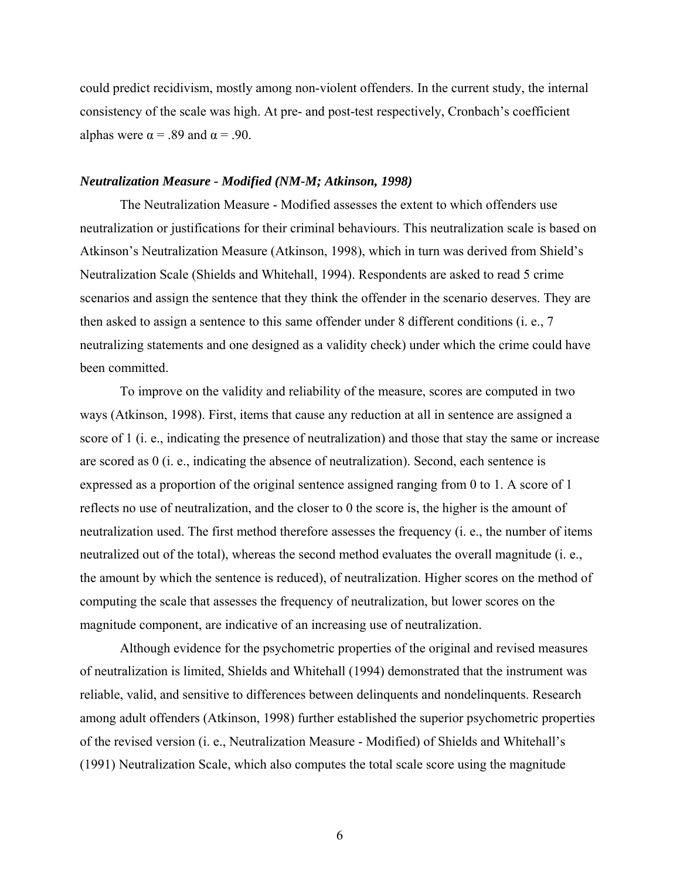could predict recidivism, mostly among non-violent offenders. In the current study, the internal consistency of the scale was high. At pre- and post-test respectively, Cronbach's coefficient alphas were $\alpha = .89$ and $\alpha = .90$.

### *Neutralization Measure - Modified (NM-M; Atkinson, 1998)*

The Neutralization Measure - Modified assesses the extent to which offenders use neutralization or justifications for their criminal behaviours. This neutralization scale is based on Atkinson's Neutralization Measure (Atkinson, 1998), which in turn was derived from Shield's Neutralization Scale (Shields and Whitehall, 1994). Respondents are asked to read 5 crime scenarios and assign the sentence that they think the offender in the scenario deserves. They are then asked to assign a sentence to this same offender under 8 different conditions (i. e., 7 neutralizing statements and one designed as a validity check) under which the crime could have been committed.

To improve on the validity and reliability of the measure, scores are computed in two ways (Atkinson, 1998). First, items that cause any reduction at all in sentence are assigned a score of 1 (i. e., indicating the presence of neutralization) and those that stay the same or increase are scored as 0 (i. e., indicating the absence of neutralization). Second, each sentence is expressed as a proportion of the original sentence assigned ranging from 0 to 1. A score of 1 reflects no use of neutralization, and the closer to 0 the score is, the higher is the amount of neutralization used. The first method therefore assesses the frequency (i. e., the number of items neutralized out of the total), whereas the second method evaluates the overall magnitude (i. e., the amount by which the sentence is reduced), of neutralization. Higher scores on the method of computing the scale that assesses the frequency of neutralization, but lower scores on the magnitude component, are indicative of an increasing use of neutralization.

Although evidence for the psychometric properties of the original and revised measures of neutralization is limited, Shields and Whitehall (1994) demonstrated that the instrument was reliable, valid, and sensitive to differences between delinquents and nondelinquents. Research among adult offenders (Atkinson, 1998) further established the superior psychometric properties of the revised version (i. e., Neutralization Measure - Modified) of Shields and Whitehall's (1991) Neutralization Scale, which also computes the total scale score using the magnitude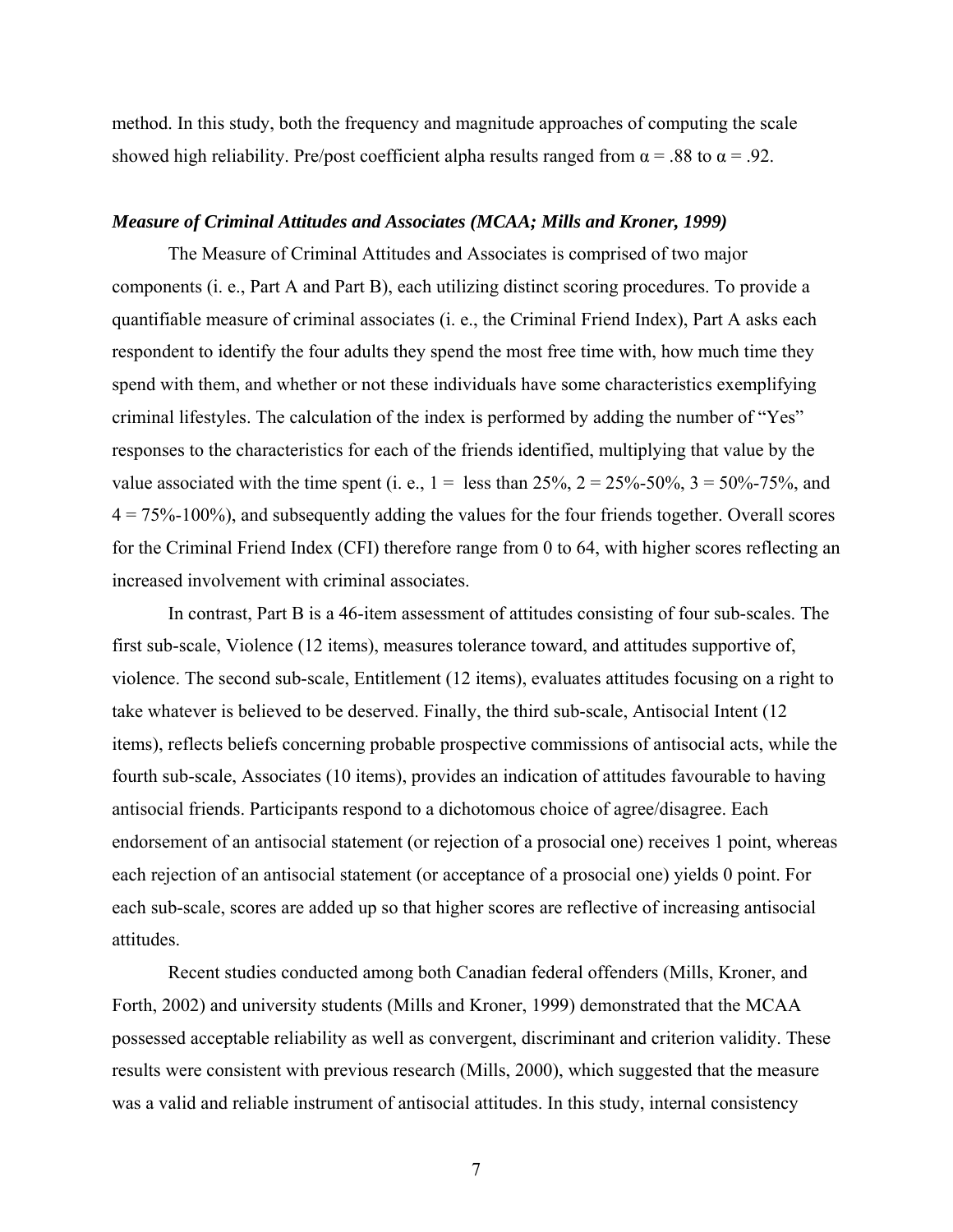method. In this study, both the frequency and magnitude approaches of computing the scale showed high reliability. Pre/post coefficient alpha results ranged from $\alpha = .88$ to $\alpha = .92$.

### *Measure of Criminal Attitudes and Associates (MCAA; Mills and Kroner, 1999)*

The Measure of Criminal Attitudes and Associates is comprised of two major components (i. e., Part A and Part B), each utilizing distinct scoring procedures. To provide a quantifiable measure of criminal associates (i. e., the Criminal Friend Index), Part A asks each respondent to identify the four adults they spend the most free time with, how much time they spend with them, and whether or not these individuals have some characteristics exemplifying criminal lifestyles. The calculation of the index is performed by adding the number of "Yes" responses to the characteristics for each of the friends identified, multiplying that value by the value associated with the time spent (i. e., 1 = less than 25%, 2 = 25%-50%, 3 = 50%-75%, and 4 = 75%-100%), and subsequently adding the values for the four friends together. Overall scores for the Criminal Friend Index (CFI) therefore range from 0 to 64, with higher scores reflecting an increased involvement with criminal associates.

In contrast, Part B is a 46-item assessment of attitudes consisting of four sub-scales. The first sub-scale, Violence (12 items), measures tolerance toward, and attitudes supportive of, violence. The second sub-scale, Entitlement (12 items), evaluates attitudes focusing on a right to take whatever is believed to be deserved. Finally, the third sub-scale, Antisocial Intent (12 items), reflects beliefs concerning probable prospective commissions of antisocial acts, while the fourth sub-scale, Associates (10 items), provides an indication of attitudes favourable to having antisocial friends. Participants respond to a dichotomous choice of agree/disagree. Each endorsement of an antisocial statement (or rejection of a prosocial one) receives 1 point, whereas each rejection of an antisocial statement (or acceptance of a prosocial one) yields 0 point. For each sub-scale, scores are added up so that higher scores are reflective of increasing antisocial attitudes.

Recent studies conducted among both Canadian federal offenders (Mills, Kroner, and Forth, 2002) and university students (Mills and Kroner, 1999) demonstrated that the MCAA possessed acceptable reliability as well as convergent, discriminant and criterion validity. These results were consistent with previous research (Mills, 2000), which suggested that the measure was a valid and reliable instrument of antisocial attitudes. In this study, internal consistency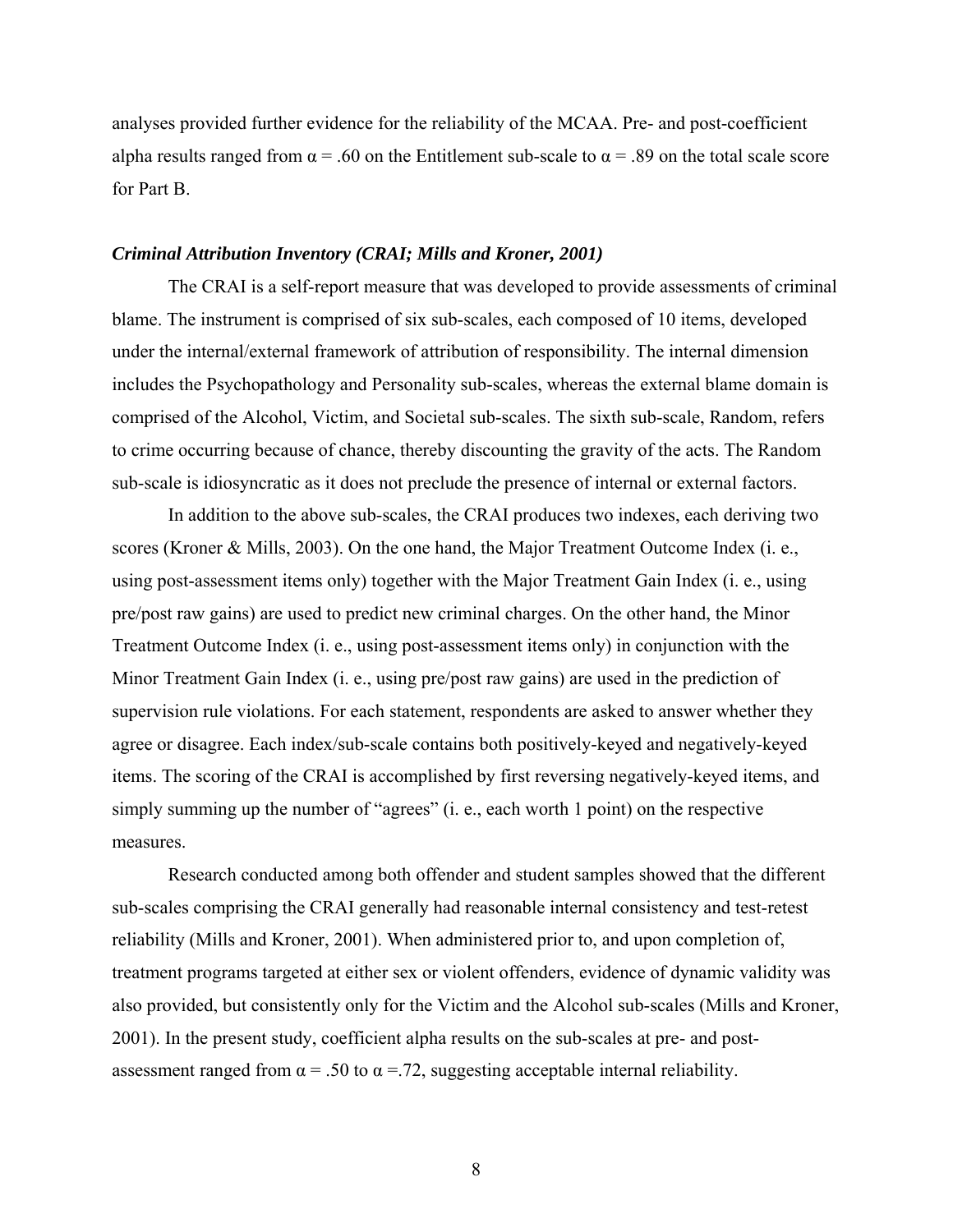analyses provided further evidence for the reliability of the MCAA. Pre- and post-coefficient alpha results ranged from $\alpha = .60$ on the Entitlement sub-scale to $\alpha = .89$ on the total scale score for Part B.

### *Criminal Attribution Inventory (CRAI; Mills and Kroner, 2001)*

The CRAI is a self-report measure that was developed to provide assessments of criminal blame. The instrument is comprised of six sub-scales, each composed of 10 items, developed under the internal/external framework of attribution of responsibility. The internal dimension includes the Psychopathology and Personality sub-scales, whereas the external blame domain is comprised of the Alcohol, Victim, and Societal sub-scales. The sixth sub-scale, Random, refers to crime occurring because of chance, thereby discounting the gravity of the acts. The Random sub-scale is idiosyncratic as it does not preclude the presence of internal or external factors.

In addition to the above sub-scales, the CRAI produces two indexes, each deriving two scores (Kroner & Mills, 2003). On the one hand, the Major Treatment Outcome Index (i. e., using post-assessment items only) together with the Major Treatment Gain Index (i. e., using pre/post raw gains) are used to predict new criminal charges. On the other hand, the Minor Treatment Outcome Index (i. e., using post-assessment items only) in conjunction with the Minor Treatment Gain Index (i. e., using pre/post raw gains) are used in the prediction of supervision rule violations. For each statement, respondents are asked to answer whether they agree or disagree. Each index/sub-scale contains both positively-keyed and negatively-keyed items. The scoring of the CRAI is accomplished by first reversing negatively-keyed items, and simply summing up the number of "agrees" (i. e., each worth 1 point) on the respective measures.

Research conducted among both offender and student samples showed that the different sub-scales comprising the CRAI generally had reasonable internal consistency and test-retest reliability (Mills and Kroner, 2001). When administered prior to, and upon completion of, treatment programs targeted at either sex or violent offenders, evidence of dynamic validity was also provided, but consistently only for the Victim and the Alcohol sub-scales (Mills and Kroner, 2001). In the present study, coefficient alpha results on the sub-scales at pre- and post-assessment ranged from $\alpha = .50$ to $\alpha = .72$, suggesting acceptable internal reliability.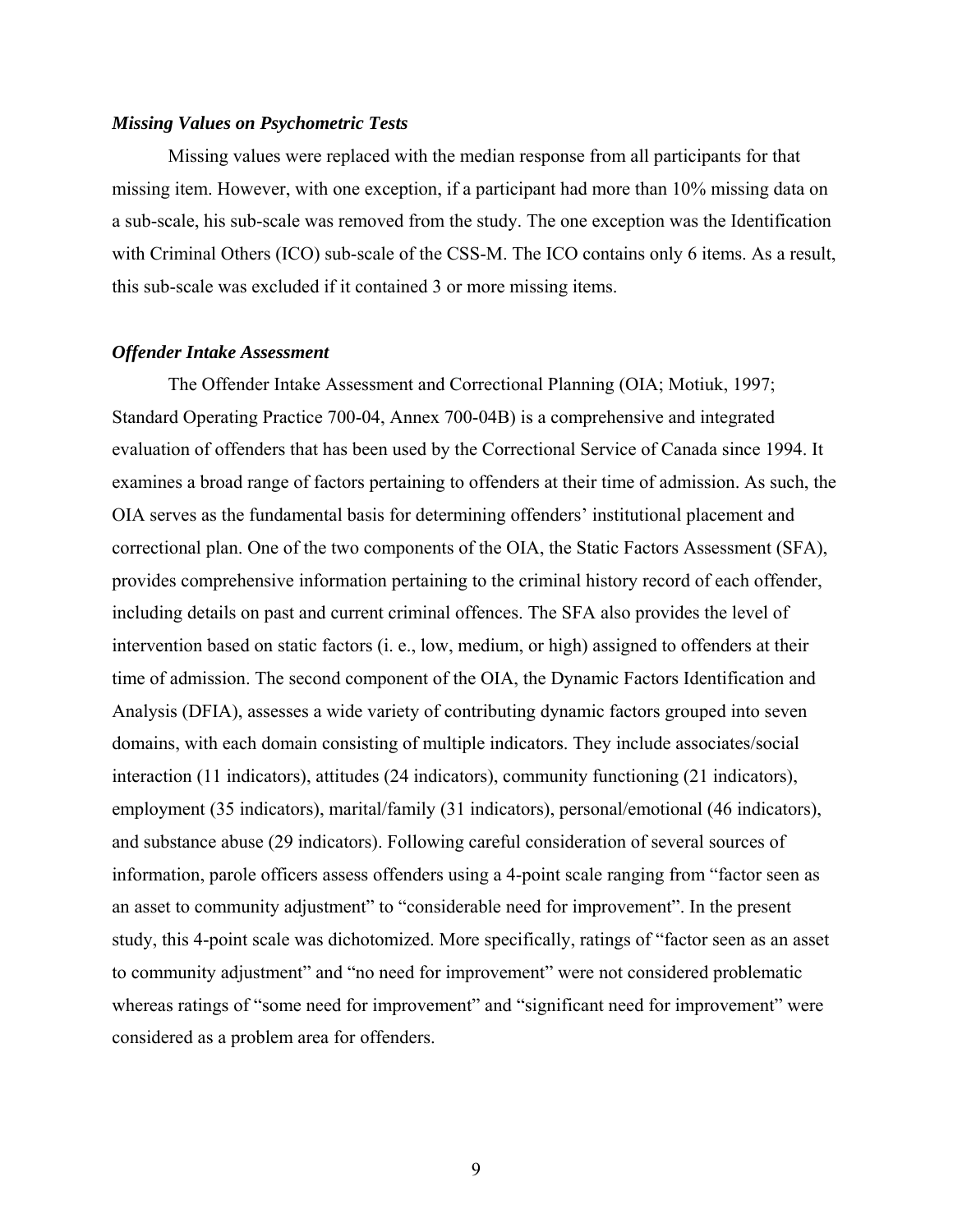### *Missing Values on Psychometric Tests*

Missing values were replaced with the median response from all participants for that missing item. However, with one exception, if a participant had more than 10% missing data on a sub-scale, his sub-scale was removed from the study. The one exception was the Identification with Criminal Others (ICO) sub-scale of the CSS-M. The ICO contains only 6 items. As a result, this sub-scale was excluded if it contained 3 or more missing items.

### *Offender Intake Assessment*

The Offender Intake Assessment and Correctional Planning (OIA; Motiuk, 1997; Standard Operating Practice 700-04, Annex 700-04B) is a comprehensive and integrated evaluation of offenders that has been used by the Correctional Service of Canada since 1994. It examines a broad range of factors pertaining to offenders at their time of admission. As such, the OIA serves as the fundamental basis for determining offenders' institutional placement and correctional plan. One of the two components of the OIA, the Static Factors Assessment (SFA), provides comprehensive information pertaining to the criminal history record of each offender, including details on past and current criminal offences. The SFA also provides the level of intervention based on static factors (i. e., low, medium, or high) assigned to offenders at their time of admission. The second component of the OIA, the Dynamic Factors Identification and Analysis (DFIA), assesses a wide variety of contributing dynamic factors grouped into seven domains, with each domain consisting of multiple indicators. They include associates/social interaction (11 indicators), attitudes (24 indicators), community functioning (21 indicators), employment (35 indicators), marital/family (31 indicators), personal/emotional (46 indicators), and substance abuse (29 indicators). Following careful consideration of several sources of information, parole officers assess offenders using a 4-point scale ranging from "factor seen as an asset to community adjustment" to "considerable need for improvement". In the present study, this 4-point scale was dichotomized. More specifically, ratings of "factor seen as an asset to community adjustment" and "no need for improvement" were not considered problematic whereas ratings of "some need for improvement" and "significant need for improvement" were considered as a problem area for offenders.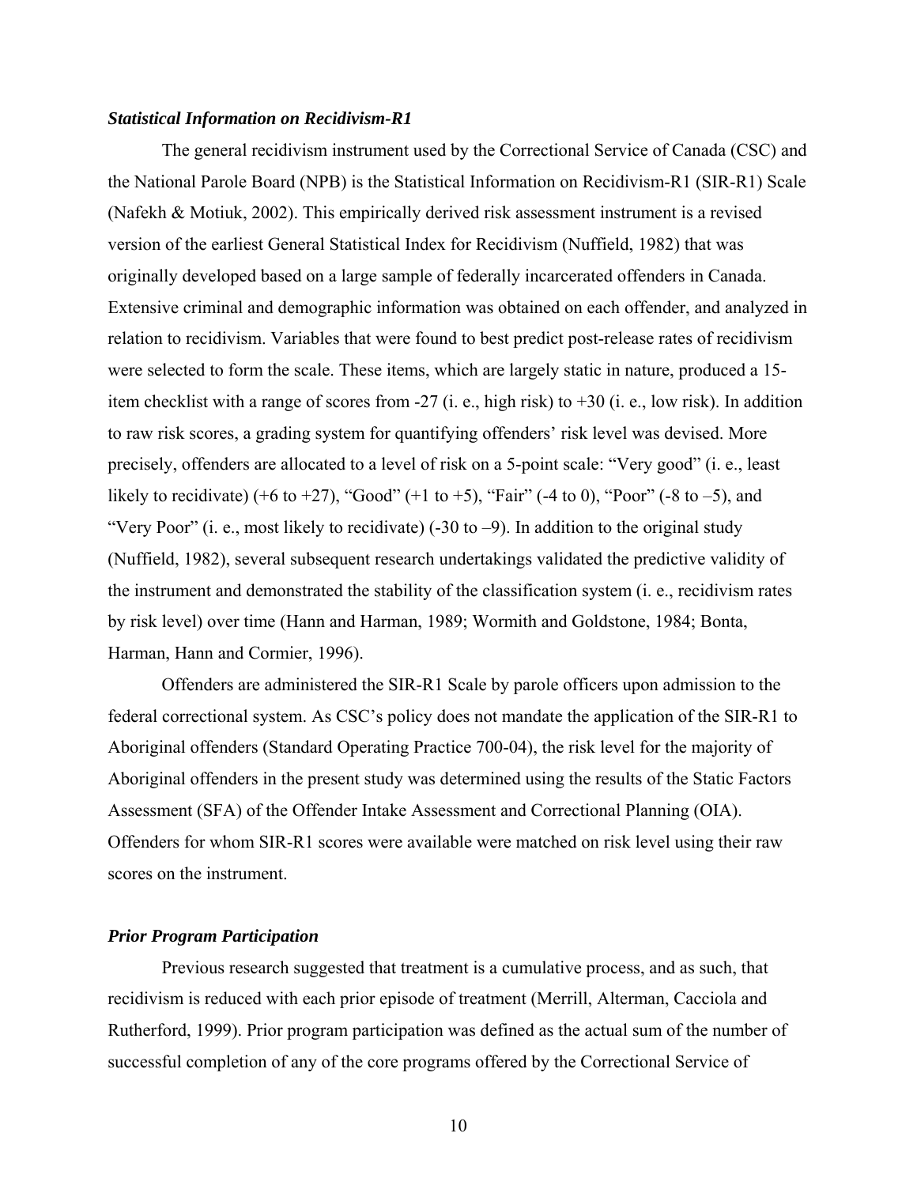### *Statistical Information on Recidivism-R1*

The general recidivism instrument used by the Correctional Service of Canada (CSC) and the National Parole Board (NPB) is the Statistical Information on Recidivism-R1 (SIR-R1) Scale (Nafekh & Motiuk, 2002). This empirically derived risk assessment instrument is a revised version of the earliest General Statistical Index for Recidivism (Nuffield, 1982) that was originally developed based on a large sample of federally incarcerated offenders in Canada. Extensive criminal and demographic information was obtained on each offender, and analyzed in relation to recidivism. Variables that were found to best predict post-release rates of recidivism were selected to form the scale. These items, which are largely static in nature, produced a 15-item checklist with a range of scores from -27 (i. e., high risk) to +30 (i. e., low risk). In addition to raw risk scores, a grading system for quantifying offenders' risk level was devised. More precisely, offenders are allocated to a level of risk on a 5-point scale: "Very good" (i. e., least likely to recidivate) (+6 to +27), "Good" (+1 to +5), "Fair" (-4 to 0), "Poor" (-8 to –5), and "Very Poor" (i. e., most likely to recidivate) (-30 to –9). In addition to the original study (Nuffield, 1982), several subsequent research undertakings validated the predictive validity of the instrument and demonstrated the stability of the classification system (i. e., recidivism rates by risk level) over time (Hann and Harman, 1989; Wormith and Goldstone, 1984; Bonta, Harman, Hann and Cormier, 1996).

Offenders are administered the SIR-R1 Scale by parole officers upon admission to the federal correctional system. As CSC's policy does not mandate the application of the SIR-R1 to Aboriginal offenders (Standard Operating Practice 700-04), the risk level for the majority of Aboriginal offenders in the present study was determined using the results of the Static Factors Assessment (SFA) of the Offender Intake Assessment and Correctional Planning (OIA). Offenders for whom SIR-R1 scores were available were matched on risk level using their raw scores on the instrument.

### *Prior Program Participation*

Previous research suggested that treatment is a cumulative process, and as such, that recidivism is reduced with each prior episode of treatment (Merrill, Alterman, Cacciola and Rutherford, 1999). Prior program participation was defined as the actual sum of the number of successful completion of any of the core programs offered by the Correctional Service of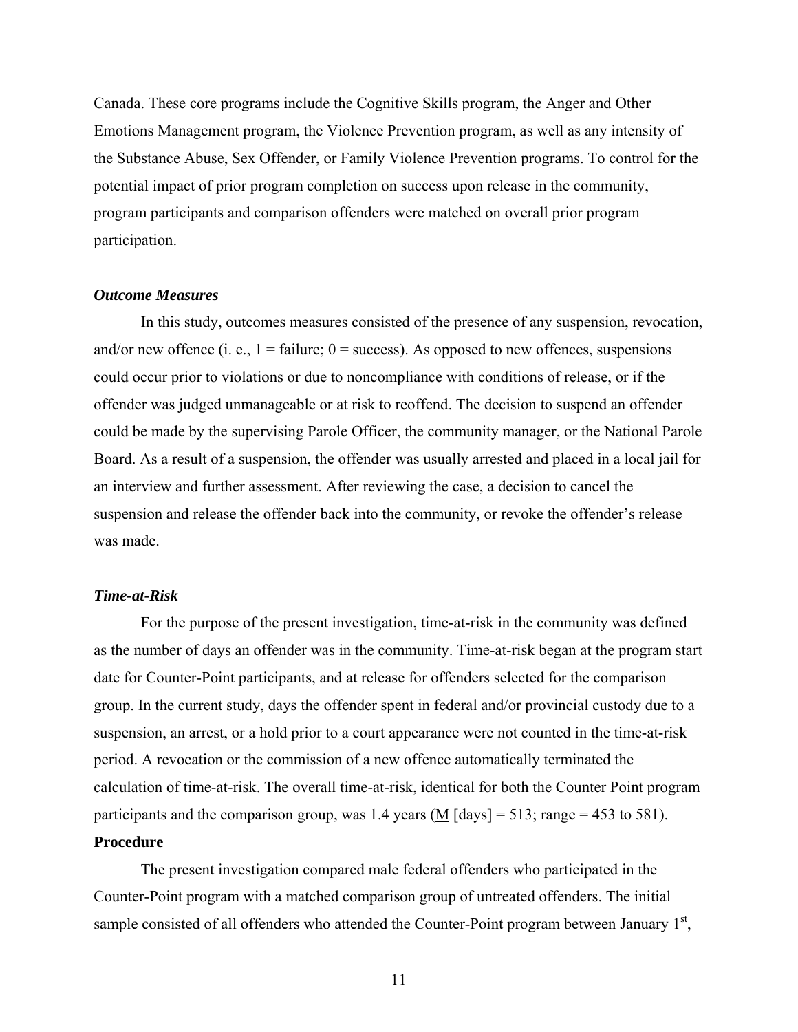Canada. These core programs include the Cognitive Skills program, the Anger and Other Emotions Management program, the Violence Prevention program, as well as any intensity of the Substance Abuse, Sex Offender, or Family Violence Prevention programs. To control for the potential impact of prior program completion on success upon release in the community, program participants and comparison offenders were matched on overall prior program participation.

### *Outcome Measures*

In this study, outcomes measures consisted of the presence of any suspension, revocation, and/or new offence (i. e., 1 = failure; 0 = success). As opposed to new offences, suspensions could occur prior to violations or due to noncompliance with conditions of release, or if the offender was judged unmanageable or at risk to reoffend. The decision to suspend an offender could be made by the supervising Parole Officer, the community manager, or the National Parole Board. As a result of a suspension, the offender was usually arrested and placed in a local jail for an interview and further assessment. After reviewing the case, a decision to cancel the suspension and release the offender back into the community, or revoke the offender's release was made.

### *Time-at-Risk*

For the purpose of the present investigation, time-at-risk in the community was defined as the number of days an offender was in the community. Time-at-risk began at the program start date for Counter-Point participants, and at release for offenders selected for the comparison group. In the current study, days the offender spent in federal and/or provincial custody due to a suspension, an arrest, or a hold prior to a court appearance were not counted in the time-at-risk period. A revocation or the commission of a new offence automatically terminated the calculation of time-at-risk. The overall time-at-risk, identical for both the Counter Point program participants and the comparison group, was 1.4 years (M [days] = 513; range = 453 to 581).

## **Procedure**

The present investigation compared male federal offenders who participated in the Counter-Point program with a matched comparison group of untreated offenders. The initial sample consisted of all offenders who attended the Counter-Point program between January 1st,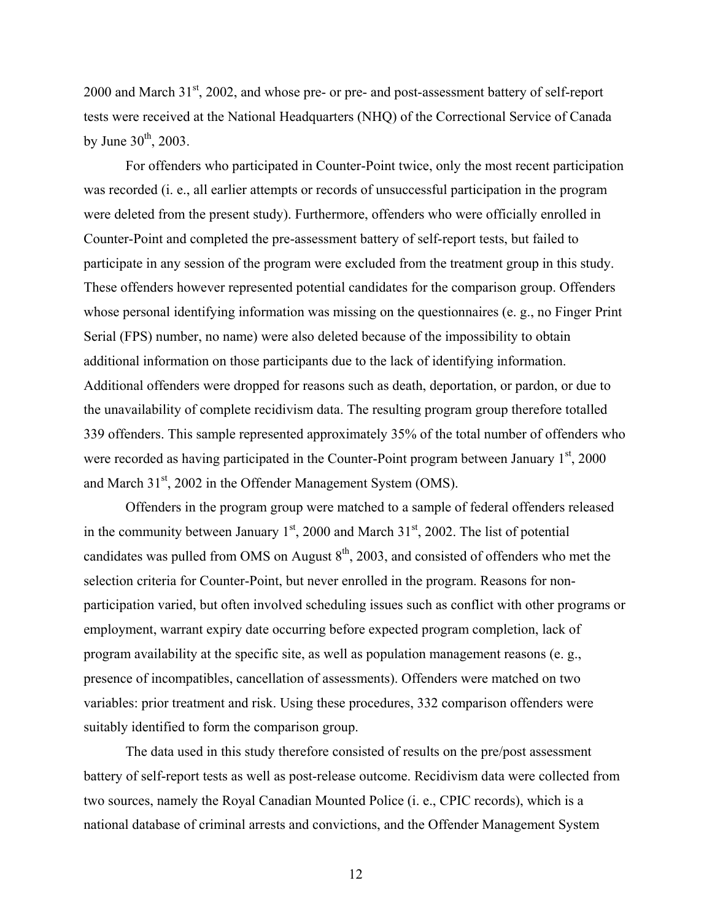2000 and March 31st, 2002, and whose pre- or pre- and post-assessment battery of self-report tests were received at the National Headquarters (NHQ) of the Correctional Service of Canada by June 30th, 2003.

For offenders who participated in Counter-Point twice, only the most recent participation was recorded (i. e., all earlier attempts or records of unsuccessful participation in the program were deleted from the present study). Furthermore, offenders who were officially enrolled in Counter-Point and completed the pre-assessment battery of self-report tests, but failed to participate in any session of the program were excluded from the treatment group in this study. These offenders however represented potential candidates for the comparison group. Offenders whose personal identifying information was missing on the questionnaires (e. g., no Finger Print Serial (FPS) number, no name) were also deleted because of the impossibility to obtain additional information on those participants due to the lack of identifying information. Additional offenders were dropped for reasons such as death, deportation, or pardon, or due to the unavailability of complete recidivism data. The resulting program group therefore totalled 339 offenders. This sample represented approximately 35% of the total number of offenders who were recorded as having participated in the Counter-Point program between January 1st, 2000 and March 31st, 2002 in the Offender Management System (OMS).

Offenders in the program group were matched to a sample of federal offenders released in the community between January 1st, 2000 and March 31st, 2002. The list of potential candidates was pulled from OMS on August 8th, 2003, and consisted of offenders who met the selection criteria for Counter-Point, but never enrolled in the program. Reasons for non-participation varied, but often involved scheduling issues such as conflict with other programs or employment, warrant expiry date occurring before expected program completion, lack of program availability at the specific site, as well as population management reasons (e. g., presence of incompatibles, cancellation of assessments). Offenders were matched on two variables: prior treatment and risk. Using these procedures, 332 comparison offenders were suitably identified to form the comparison group.

The data used in this study therefore consisted of results on the pre/post assessment battery of self-report tests as well as post-release outcome. Recidivism data were collected from two sources, namely the Royal Canadian Mounted Police (i. e., CPIC records), which is a national database of criminal arrests and convictions, and the Offender Management System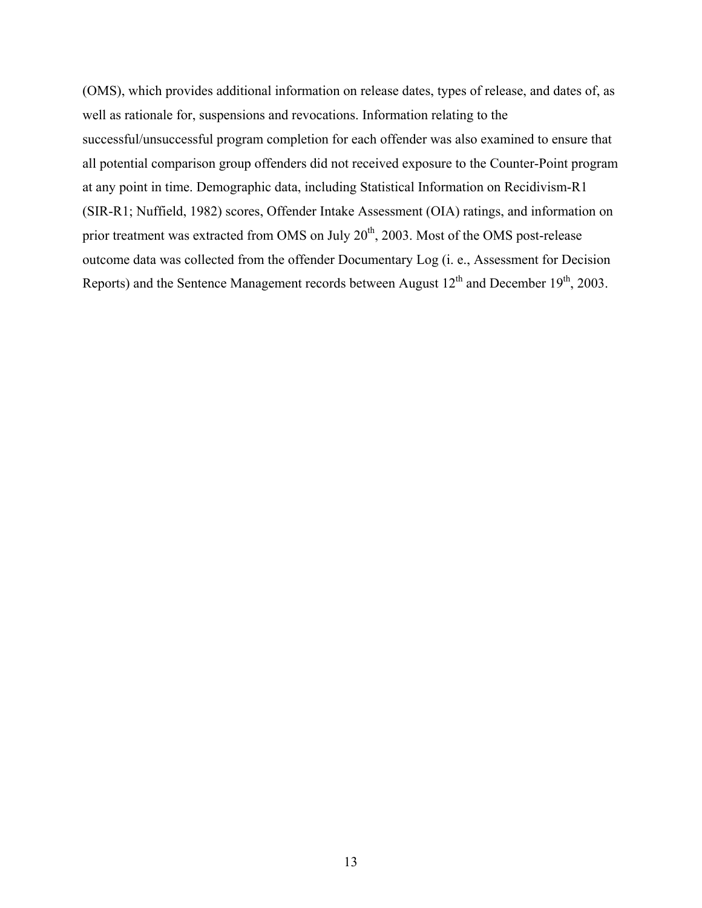(OMS), which provides additional information on release dates, types of release, and dates of, as well as rationale for, suspensions and revocations. Information relating to the successful/unsuccessful program completion for each offender was also examined to ensure that all potential comparison group offenders did not received exposure to the Counter-Point program at any point in time. Demographic data, including Statistical Information on Recidivism-R1 (SIR-R1; Nuffield, 1982) scores, Offender Intake Assessment (OIA) ratings, and information on prior treatment was extracted from OMS on July 20th, 2003. Most of the OMS post-release outcome data was collected from the offender Documentary Log (i. e., Assessment for Decision Reports) and the Sentence Management records between August 12th and December 19th, 2003.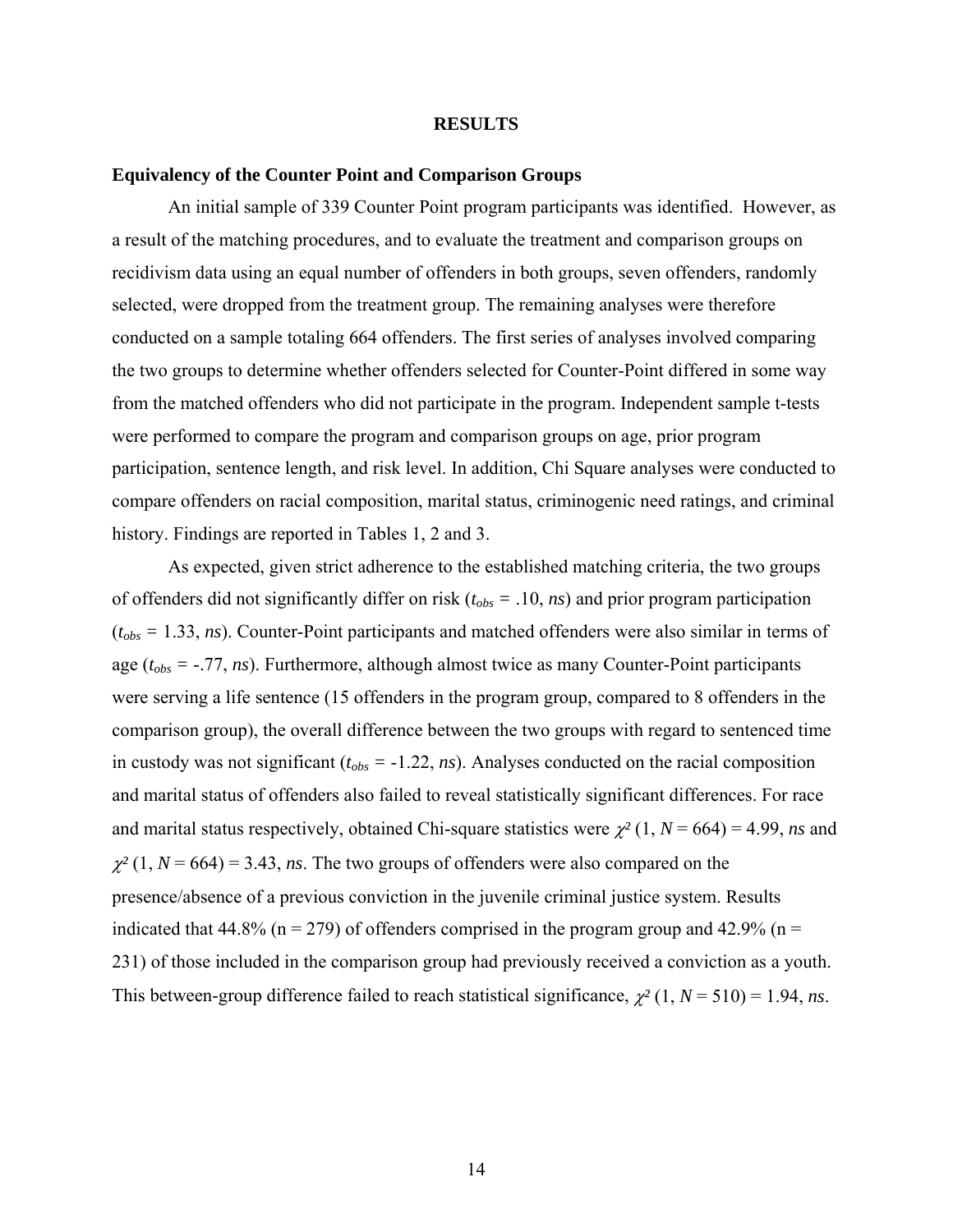# RESULTS

## Equivalency of the Counter Point and Comparison Groups

An initial sample of 339 Counter Point program participants was identified. However, as a result of the matching procedures, and to evaluate the treatment and comparison groups on recidivism data using an equal number of offenders in both groups, seven offenders, randomly selected, were dropped from the treatment group. The remaining analyses were therefore conducted on a sample totaling 664 offenders. The first series of analyses involved comparing the two groups to determine whether offenders selected for Counter-Point differed in some way from the matched offenders who did not participate in the program. Independent sample t-tests were performed to compare the program and comparison groups on age, prior program participation, sentence length, and risk level. In addition, Chi Square analyses were conducted to compare offenders on racial composition, marital status, criminogenic need ratings, and criminal history. Findings are reported in Tables 1, 2 and 3.

As expected, given strict adherence to the established matching criteria, the two groups of offenders did not significantly differ on risk ($t_{obs}$ = .10, *ns*) and prior program participation ($t_{obs}$ = 1.33, *ns*). Counter-Point participants and matched offenders were also similar in terms of age ($t_{obs}$ = -.77, *ns*). Furthermore, although almost twice as many Counter-Point participants were serving a life sentence (15 offenders in the program group, compared to 8 offenders in the comparison group), the overall difference between the two groups with regard to sentenced time in custody was not significant ($t_{obs}$ = -1.22, *ns*). Analyses conducted on the racial composition and marital status of offenders also failed to reveal statistically significant differences. For race and marital status respectively, obtained Chi-square statistics were $\chi^2$ (1, *N* = 664) = 4.99, *ns* and $\chi^2$ (1, *N* = 664) = 3.43, *ns*. The two groups of offenders were also compared on the presence/absence of a previous conviction in the juvenile criminal justice system. Results indicated that 44.8% (n = 279) of offenders comprised in the program group and 42.9% (n = 231) of those included in the comparison group had previously received a conviction as a youth. This between-group difference failed to reach statistical significance, $\chi^2$ (1, *N* = 510) = 1.94, *ns*.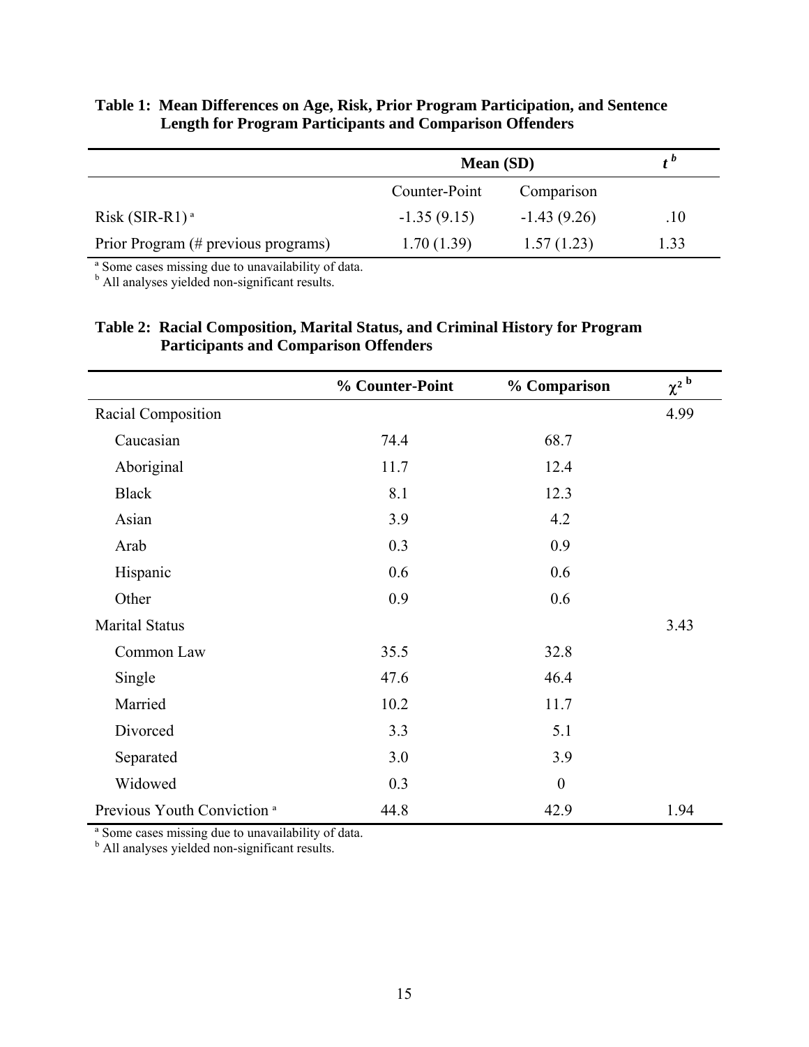**Table 1: Mean Differences on Age, Risk, Prior Program Participation, and Sentence Length for Program Participants and Comparison Offenders**

| | Mean (SD) | | $t$ [b] |
|---|---|---|---|
| | Counter-Point | Comparison | |
| Risk (SIR-R1) [a] | -1.35 (9.15) | -1.43 (9.26) | .10 |
| Prior Program (# previous programs) | 1.70 (1.39) | 1.57 (1.23) | 1.33 |

[a] Some cases missing due to unavailability of data.
[b] All analyses yielded non-significant results.

**Table 2: Racial Composition, Marital Status, and Criminal History for Program Participants and Comparison Offenders**

| | % Counter-Point | % Comparison | $\chi^2$ [b] |
|---|---|---|---|
| Racial Composition | | | 4.99 |
| Caucasian | 74.4 | 68.7 | |
| Aboriginal | 11.7 | 12.4 | |
| Black | 8.1 | 12.3 | |
| Asian | 3.9 | 4.2 | |
| Arab | 0.3 | 0.9 | |
| Hispanic | 0.6 | 0.6 | |
| Other | 0.9 | 0.6 | |
| Marital Status | | | 3.43 |
| Common Law | 35.5 | 32.8 | |
| Single | 47.6 | 46.4 | |
| Married | 10.2 | 11.7 | |
| Divorced | 3.3 | 5.1 | |
| Separated | 3.0 | 3.9 | |
| Widowed | 0.3 | 0 | |
| Previous Youth Conviction [a] | 44.8 | 42.9 | 1.94 |

[a] Some cases missing due to unavailability of data.
[b] All analyses yielded non-significant results.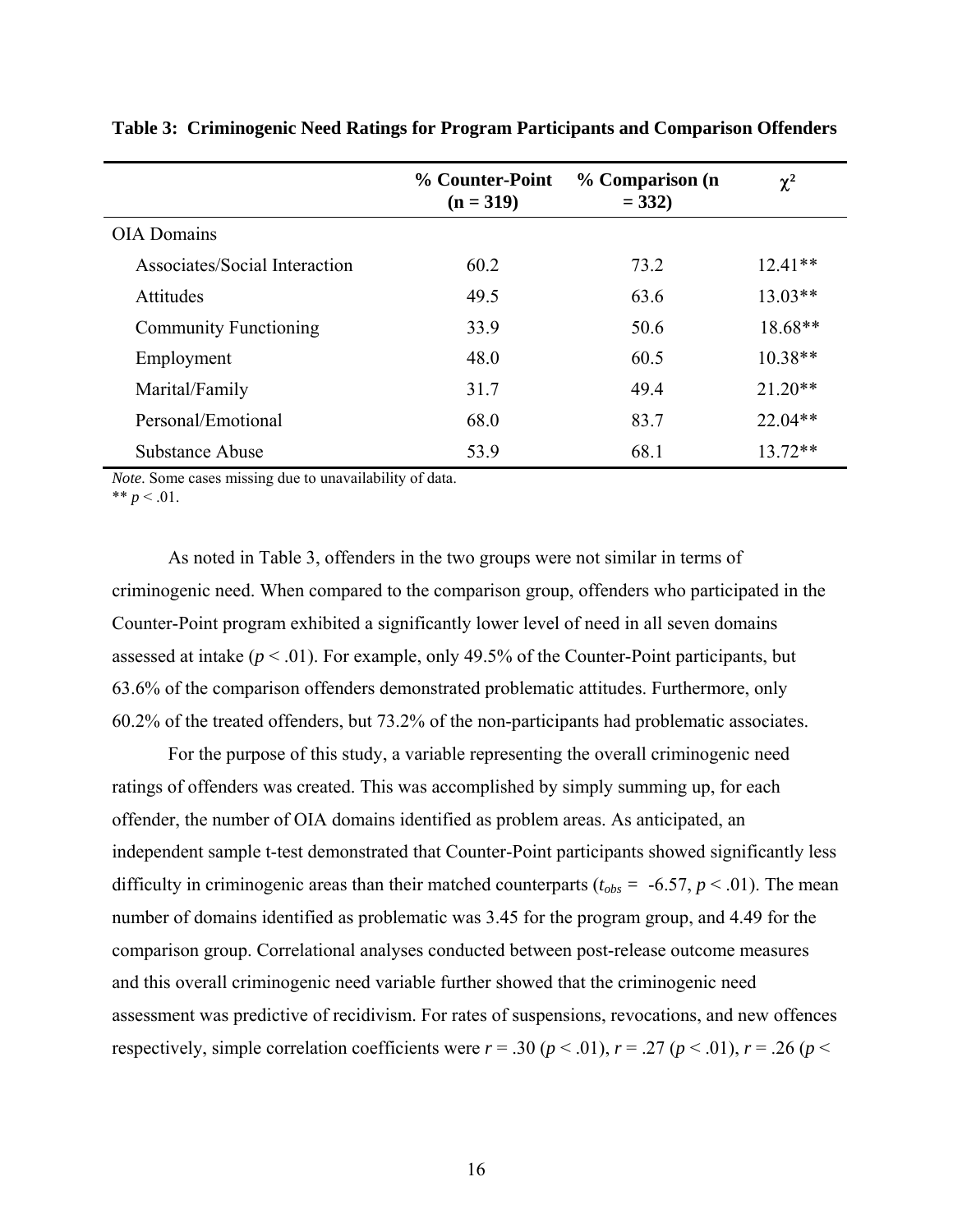**Table 3: Criminogenic Need Ratings for Program Participants and Comparison Offenders**

| | % Counter-Point (n = 319) | % Comparison (n = 332) | $\chi^2$ |
|---|---|---|---|
| OIA Domains | | | |
| Associates/Social Interaction | 60.2 | 73.2 | 12.41** |
| Attitudes | 49.5 | 63.6 | 13.03** |
| Community Functioning | 33.9 | 50.6 | 18.68** |
| Employment | 48.0 | 60.5 | 10.38** |
| Marital/Family | 31.7 | 49.4 | 21.20** |
| Personal/Emotional | 68.0 | 83.7 | 22.04** |
| Substance Abuse | 53.9 | 68.1 | 13.72** |

*Note*. Some cases missing due to unavailability of data.
** $p < .01$.

As noted in Table 3, offenders in the two groups were not similar in terms of criminogenic need. When compared to the comparison group, offenders who participated in the Counter-Point program exhibited a significantly lower level of need in all seven domains assessed at intake ($p < .01$). For example, only 49.5% of the Counter-Point participants, but 63.6% of the comparison offenders demonstrated problematic attitudes. Furthermore, only 60.2% of the treated offenders, but 73.2% of the non-participants had problematic associates.

For the purpose of this study, a variable representing the overall criminogenic need ratings of offenders was created. This was accomplished by simply summing up, for each offender, the number of OIA domains identified as problem areas. As anticipated, an independent sample t-test demonstrated that Counter-Point participants showed significantly less difficulty in criminogenic areas than their matched counterparts ($t_{obs} = -6.57$, $p < .01$). The mean number of domains identified as problematic was 3.45 for the program group, and 4.49 for the comparison group. Correlational analyses conducted between post-release outcome measures and this overall criminogenic need variable further showed that the criminogenic need assessment was predictive of recidivism. For rates of suspensions, revocations, and new offences respectively, simple correlation coefficients were $r = .30$ ($p < .01$), $r = .27$ ($p < .01$), $r = .26$ ($p <$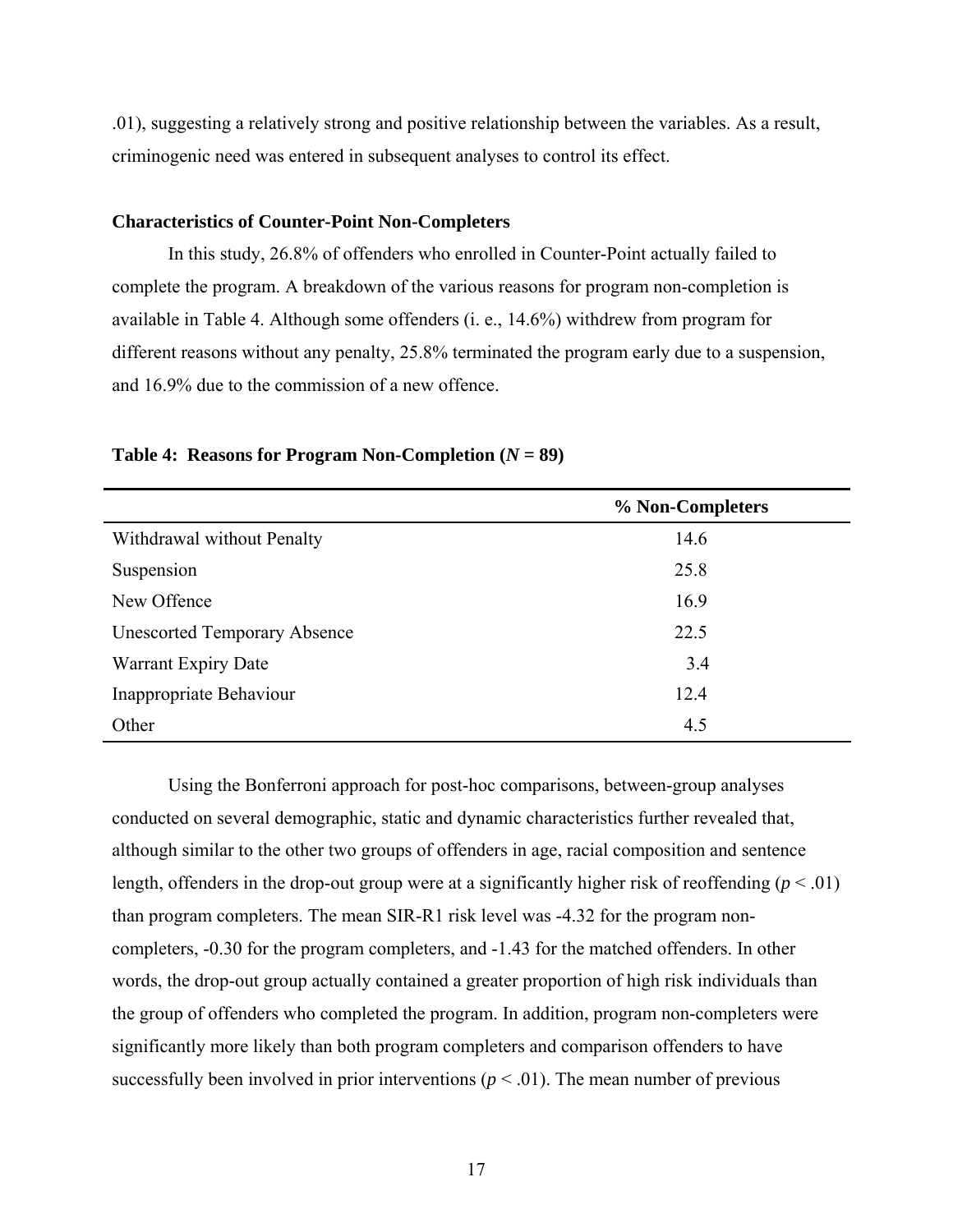.01), suggesting a relatively strong and positive relationship between the variables. As a result, criminogenic need was entered in subsequent analyses to control its effect.

**Characteristics of Counter-Point Non-Completers**

In this study, 26.8% of offenders who enrolled in Counter-Point actually failed to complete the program. A breakdown of the various reasons for program non-completion is available in Table 4. Although some offenders (i. e., 14.6%) withdrew from program for different reasons without any penalty, 25.8% terminated the program early due to a suspension, and 16.9% due to the commission of a new offence.

**Table 4: Reasons for Program Non-Completion (*N* = 89)**

| | % Non-Completers |
|---|---|
| Withdrawal without Penalty | 14.6 |
| Suspension | 25.8 |
| New Offence | 16.9 |
| Unescorted Temporary Absence | 22.5 |
| Warrant Expiry Date | 3.4 |
| Inappropriate Behaviour | 12.4 |
| Other | 4.5 |

Using the Bonferroni approach for post-hoc comparisons, between-group analyses conducted on several demographic, static and dynamic characteristics further revealed that, although similar to the other two groups of offenders in age, racial composition and sentence length, offenders in the drop-out group were at a significantly higher risk of reoffending ($p < .01$) than program completers. The mean SIR-R1 risk level was -4.32 for the program non-completers, -0.30 for the program completers, and -1.43 for the matched offenders. In other words, the drop-out group actually contained a greater proportion of high risk individuals than the group of offenders who completed the program. In addition, program non-completers were significantly more likely than both program completers and comparison offenders to have successfully been involved in prior interventions ($p < .01$). The mean number of previous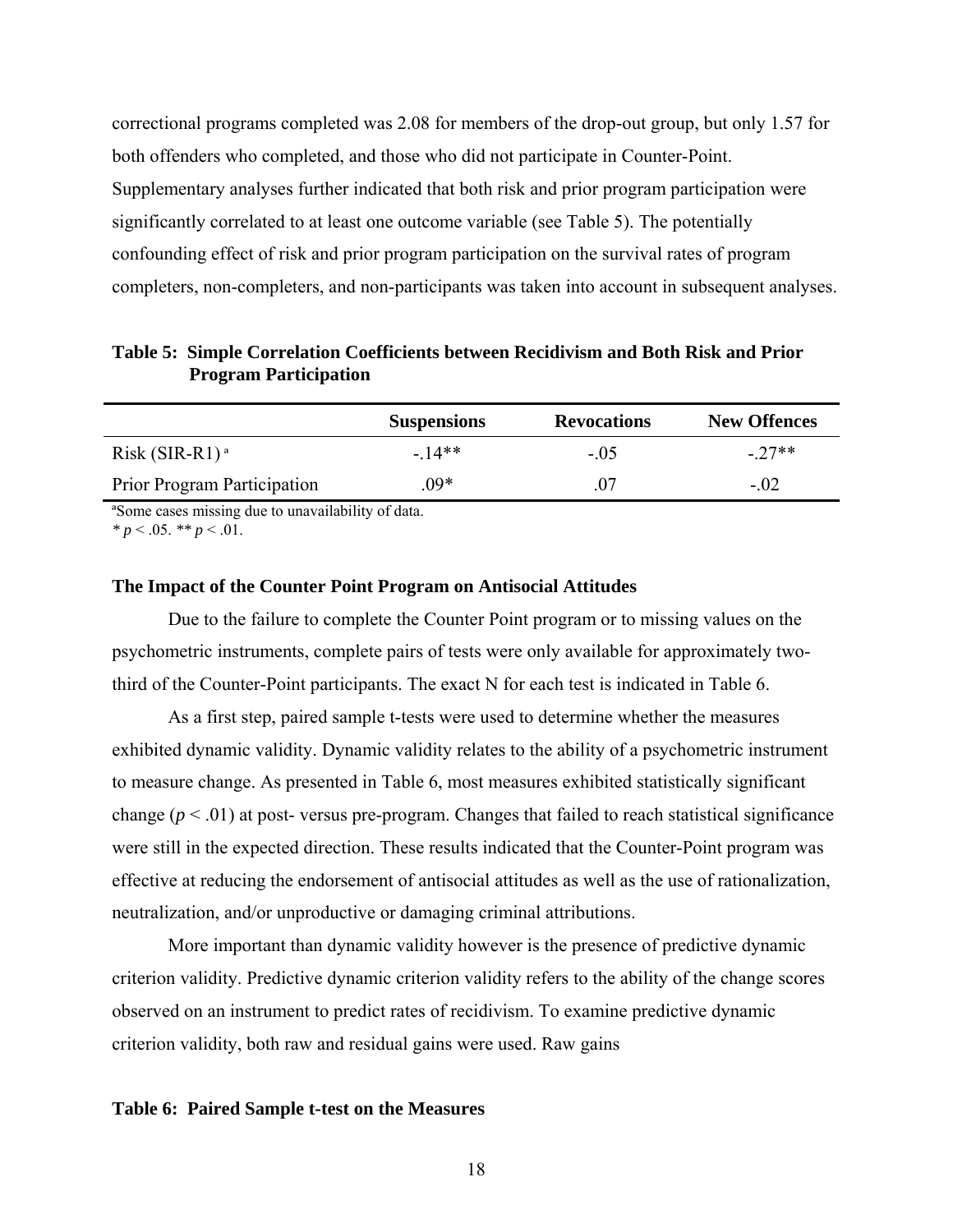correctional programs completed was 2.08 for members of the drop-out group, but only 1.57 for both offenders who completed, and those who did not participate in Counter-Point. Supplementary analyses further indicated that both risk and prior program participation were significantly correlated to at least one outcome variable (see Table 5). The potentially confounding effect of risk and prior program participation on the survival rates of program completers, non-completers, and non-participants was taken into account in subsequent analyses.

**Table 5: Simple Correlation Coefficients between Recidivism and Both Risk and Prior Program Participation**

| | Suspensions | Revocations | New Offences |
|---|---|---|---|
| Risk (SIR-R1) [a] | -.14** | -.05 | -.27** |
| Prior Program Participation | .09* | .07 | -.02 |

[a]Some cases missing due to unavailability of data.
* $p < .05$. ** $p < .01$.

### The Impact of the Counter Point Program on Antisocial Attitudes

Due to the failure to complete the Counter Point program or to missing values on the psychometric instruments, complete pairs of tests were only available for approximately two-third of the Counter-Point participants. The exact N for each test is indicated in Table 6.

As a first step, paired sample t-tests were used to determine whether the measures exhibited dynamic validity. Dynamic validity relates to the ability of a psychometric instrument to measure change. As presented in Table 6, most measures exhibited statistically significant change ($p < .01$) at post- versus pre-program. Changes that failed to reach statistical significance were still in the expected direction. These results indicated that the Counter-Point program was effective at reducing the endorsement of antisocial attitudes as well as the use of rationalization, neutralization, and/or unproductive or damaging criminal attributions.

More important than dynamic validity however is the presence of predictive dynamic criterion validity. Predictive dynamic criterion validity refers to the ability of the change scores observed on an instrument to predict rates of recidivism. To examine predictive dynamic criterion validity, both raw and residual gains were used. Raw gains

**Table 6: Paired Sample t-test on the Measures**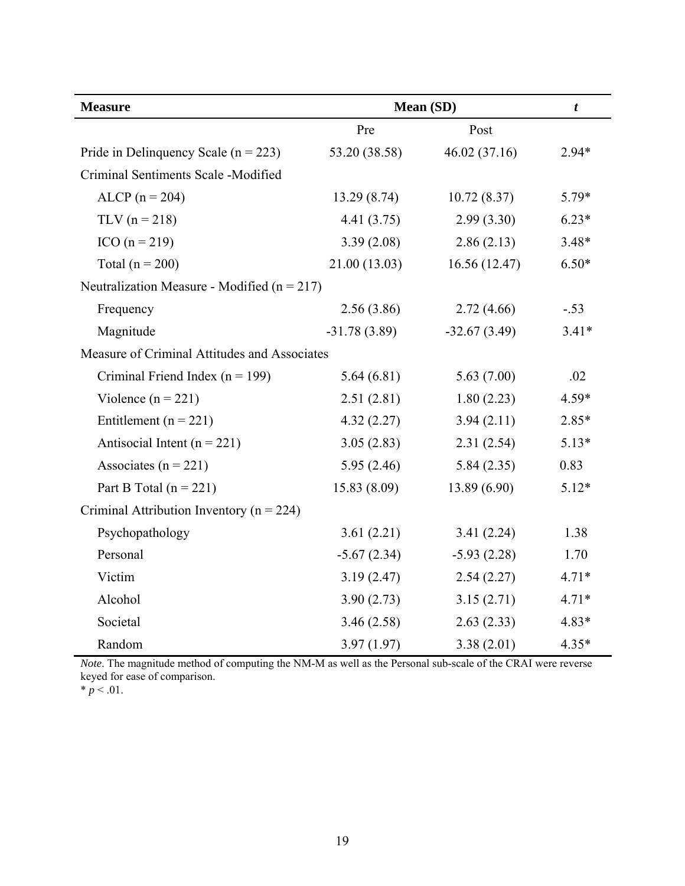| **Measure** | **Mean (SD)** | | ***t*** |
|---|---|---|---|
| | Pre | Post | |
| Pride in Delinquency Scale (n = 223) | 53.20 (38.58) | 46.02 (37.16) | 2.94* |
| Criminal Sentiments Scale -Modified | | | |
| ALCP (n = 204) | 13.29 (8.74) | 10.72 (8.37) | 5.79* |
| TLV (n = 218) | 4.41 (3.75) | 2.99 (3.30) | 6.23* |
| ICO (n = 219) | 3.39 (2.08) | 2.86 (2.13) | 3.48* |
| Total (n = 200) | 21.00 (13.03) | 16.56 (12.47) | 6.50* |
| Neutralization Measure - Modified (n = 217) | | | |
| Frequency | 2.56 (3.86) | 2.72 (4.66) | -.53 |
| Magnitude | -31.78 (3.89) | -32.67 (3.49) | 3.41* |
| Measure of Criminal Attitudes and Associates | | | |
| Criminal Friend Index (n = 199) | 5.64 (6.81) | 5.63 (7.00) | .02 |
| Violence (n = 221) | 2.51 (2.81) | 1.80 (2.23) | 4.59* |
| Entitlement (n = 221) | 4.32 (2.27) | 3.94 (2.11) | 2.85* |
| Antisocial Intent (n = 221) | 3.05 (2.83) | 2.31 (2.54) | 5.13* |
| Associates (n = 221) | 5.95 (2.46) | 5.84 (2.35) | 0.83 |
| Part B Total (n = 221) | 15.83 (8.09) | 13.89 (6.90) | 5.12* |
| Criminal Attribution Inventory (n = 224) | | | |
| Psychopathology | 3.61 (2.21) | 3.41 (2.24) | 1.38 |
| Personal | -5.67 (2.34) | -5.93 (2.28) | 1.70 |
| Victim | 3.19 (2.47) | 2.54 (2.27) | 4.71* |
| Alcohol | 3.90 (2.73) | 3.15 (2.71) | 4.71* |
| Societal | 3.46 (2.58) | 2.63 (2.33) | 4.83* |
| Random | 3.97 (1.97) | 3.38 (2.01) | 4.35* |

*Note*. The magnitude method of computing the NM-M as well as the Personal sub-scale of the CRAI were reverse keyed for ease of comparison.
\* $p < .01$.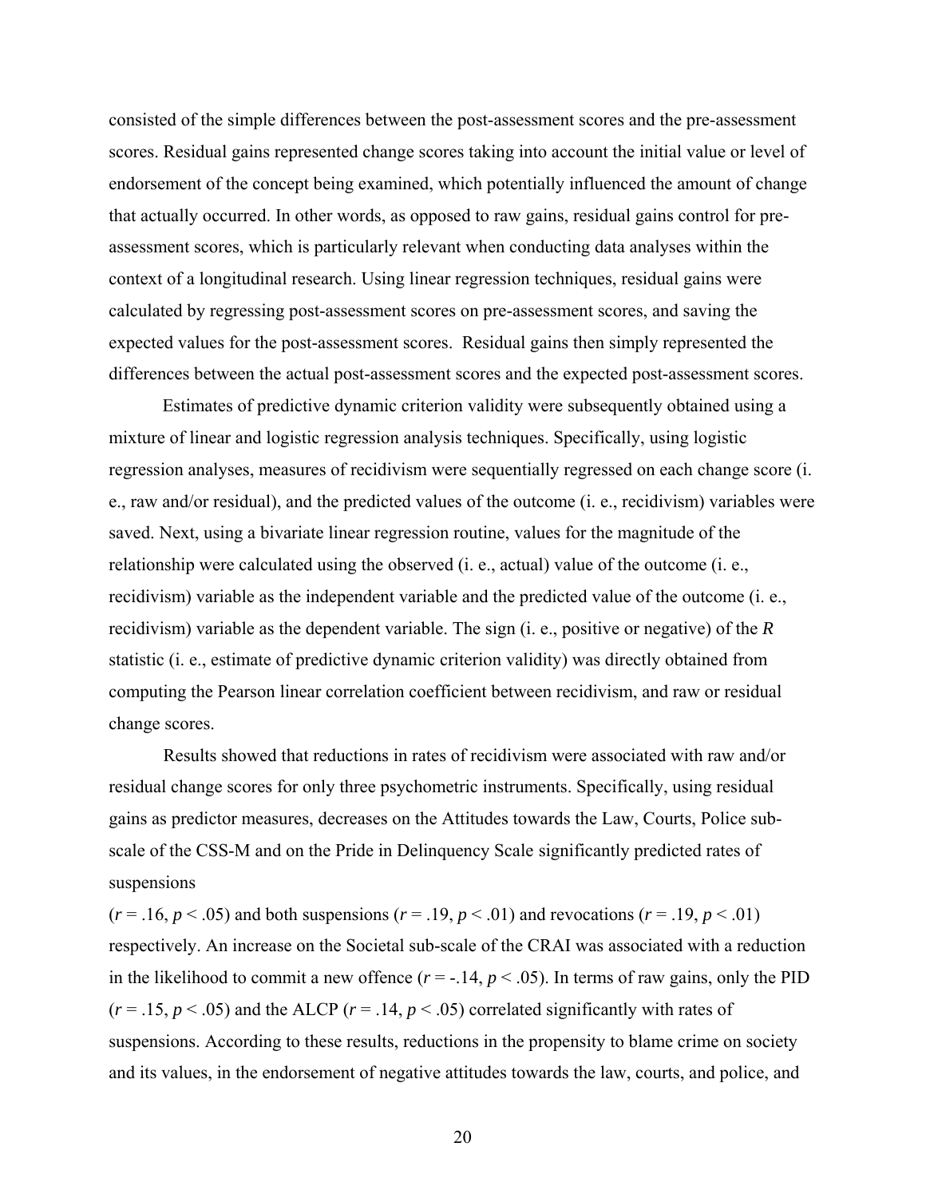consisted of the simple differences between the post-assessment scores and the pre-assessment scores. Residual gains represented change scores taking into account the initial value or level of endorsement of the concept being examined, which potentially influenced the amount of change that actually occurred. In other words, as opposed to raw gains, residual gains control for pre-assessment scores, which is particularly relevant when conducting data analyses within the context of a longitudinal research. Using linear regression techniques, residual gains were calculated by regressing post-assessment scores on pre-assessment scores, and saving the expected values for the post-assessment scores. Residual gains then simply represented the differences between the actual post-assessment scores and the expected post-assessment scores.

Estimates of predictive dynamic criterion validity were subsequently obtained using a mixture of linear and logistic regression analysis techniques. Specifically, using logistic regression analyses, measures of recidivism were sequentially regressed on each change score (i. e., raw and/or residual), and the predicted values of the outcome (i. e., recidivism) variables were saved. Next, using a bivariate linear regression routine, values for the magnitude of the relationship were calculated using the observed (i. e., actual) value of the outcome (i. e., recidivism) variable as the independent variable and the predicted value of the outcome (i. e., recidivism) variable as the dependent variable. The sign (i. e., positive or negative) of the *R* statistic (i. e., estimate of predictive dynamic criterion validity) was directly obtained from computing the Pearson linear correlation coefficient between recidivism, and raw or residual change scores.

Results showed that reductions in rates of recidivism were associated with raw and/or residual change scores for only three psychometric instruments. Specifically, using residual gains as predictor measures, decreases on the Attitudes towards the Law, Courts, Police sub-scale of the CSS-M and on the Pride in Delinquency Scale significantly predicted rates of suspensions

($r = .16$, $p < .05$) and both suspensions ($r = .19$, $p < .01$) and revocations ($r = .19$, $p < .01$) respectively. An increase on the Societal sub-scale of the CRAI was associated with a reduction in the likelihood to commit a new offence ($r = -.14$, $p < .05$). In terms of raw gains, only the PID ($r = .15$, $p < .05$) and the ALCP ($r = .14$, $p < .05$) correlated significantly with rates of suspensions. According to these results, reductions in the propensity to blame crime on society and its values, in the endorsement of negative attitudes towards the law, courts, and police, and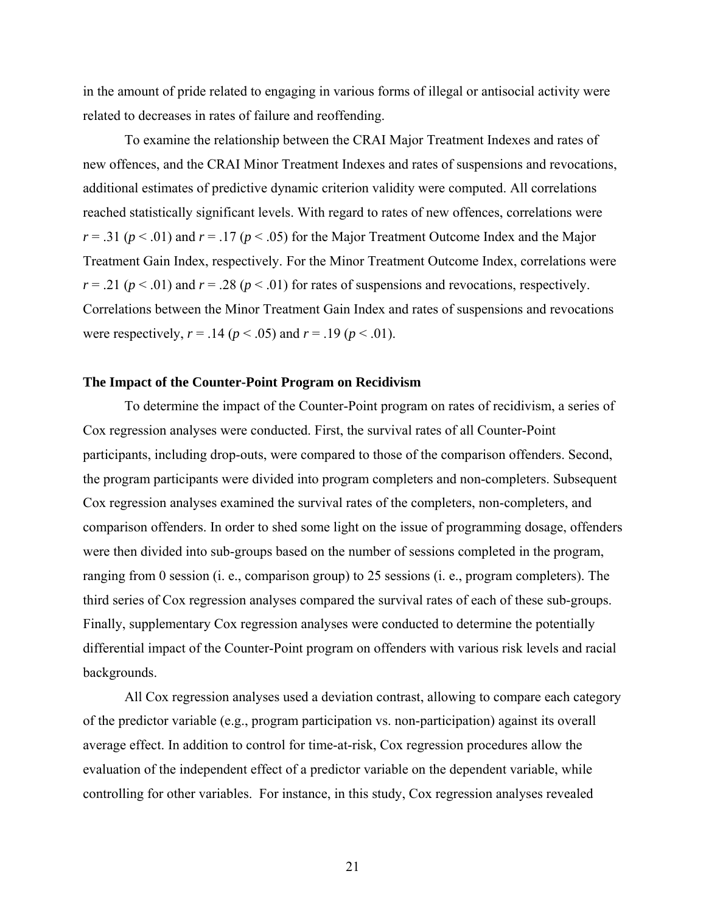in the amount of pride related to engaging in various forms of illegal or antisocial activity were related to decreases in rates of failure and reoffending.

To examine the relationship between the CRAI Major Treatment Indexes and rates of new offences, and the CRAI Minor Treatment Indexes and rates of suspensions and revocations, additional estimates of predictive dynamic criterion validity were computed. All correlations reached statistically significant levels. With regard to rates of new offences, correlations were $r = .31$ ($p < .01$) and $r = .17$ ($p < .05$) for the Major Treatment Outcome Index and the Major Treatment Gain Index, respectively. For the Minor Treatment Outcome Index, correlations were $r = .21$ ($p < .01$) and $r = .28$ ($p < .01$) for rates of suspensions and revocations, respectively. Correlations between the Minor Treatment Gain Index and rates of suspensions and revocations were respectively, $r = .14$ ($p < .05$) and $r = .19$ ($p < .01$).

**The Impact of the Counter-Point Program on Recidivism**

To determine the impact of the Counter-Point program on rates of recidivism, a series of Cox regression analyses were conducted. First, the survival rates of all Counter-Point participants, including drop-outs, were compared to those of the comparison offenders. Second, the program participants were divided into program completers and non-completers. Subsequent Cox regression analyses examined the survival rates of the completers, non-completers, and comparison offenders. In order to shed some light on the issue of programming dosage, offenders were then divided into sub-groups based on the number of sessions completed in the program, ranging from 0 session (i. e., comparison group) to 25 sessions (i. e., program completers). The third series of Cox regression analyses compared the survival rates of each of these sub-groups. Finally, supplementary Cox regression analyses were conducted to determine the potentially differential impact of the Counter-Point program on offenders with various risk levels and racial backgrounds.

All Cox regression analyses used a deviation contrast, allowing to compare each category of the predictor variable (e.g., program participation vs. non-participation) against its overall average effect. In addition to control for time-at-risk, Cox regression procedures allow the evaluation of the independent effect of a predictor variable on the dependent variable, while controlling for other variables. For instance, in this study, Cox regression analyses revealed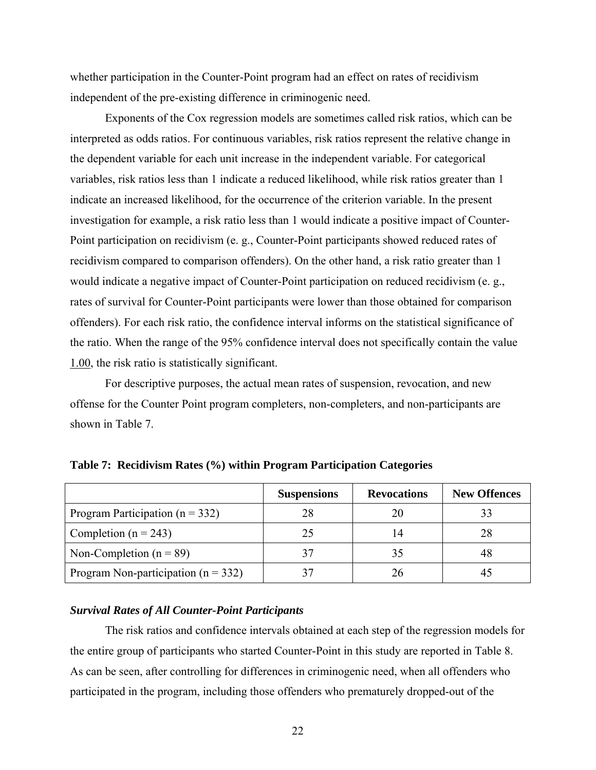whether participation in the Counter-Point program had an effect on rates of recidivism independent of the pre-existing difference in criminogenic need.

Exponents of the Cox regression models are sometimes called risk ratios, which can be interpreted as odds ratios. For continuous variables, risk ratios represent the relative change in the dependent variable for each unit increase in the independent variable. For categorical variables, risk ratios less than 1 indicate a reduced likelihood, while risk ratios greater than 1 indicate an increased likelihood, for the occurrence of the criterion variable. In the present investigation for example, a risk ratio less than 1 would indicate a positive impact of Counter-Point participation on recidivism (e. g., Counter-Point participants showed reduced rates of recidivism compared to comparison offenders). On the other hand, a risk ratio greater than 1 would indicate a negative impact of Counter-Point participation on reduced recidivism (e. g., rates of survival for Counter-Point participants were lower than those obtained for comparison offenders). For each risk ratio, the confidence interval informs on the statistical significance of the ratio. When the range of the 95% confidence interval does not specifically contain the value 1.00, the risk ratio is statistically significant.

For descriptive purposes, the actual mean rates of suspension, revocation, and new offense for the Counter Point program completers, non-completers, and non-participants are shown in Table 7.

**Table 7: Recidivism Rates (%) within Program Participation Categories**

| | Suspensions | Revocations | New Offences |
|---|---|---|---|
| Program Participation (n = 332) | 28 | 20 | 33 |
| Completion (n = 243) | 25 | 14 | 28 |
| Non-Completion (n = 89) | 37 | 35 | 48 |
| Program Non-participation (n = 332) | 37 | 26 | 45 |

***Survival Rates of All Counter-Point Participants***

The risk ratios and confidence intervals obtained at each step of the regression models for the entire group of participants who started Counter-Point in this study are reported in Table 8. As can be seen, after controlling for differences in criminogenic need, when all offenders who participated in the program, including those offenders who prematurely dropped-out of the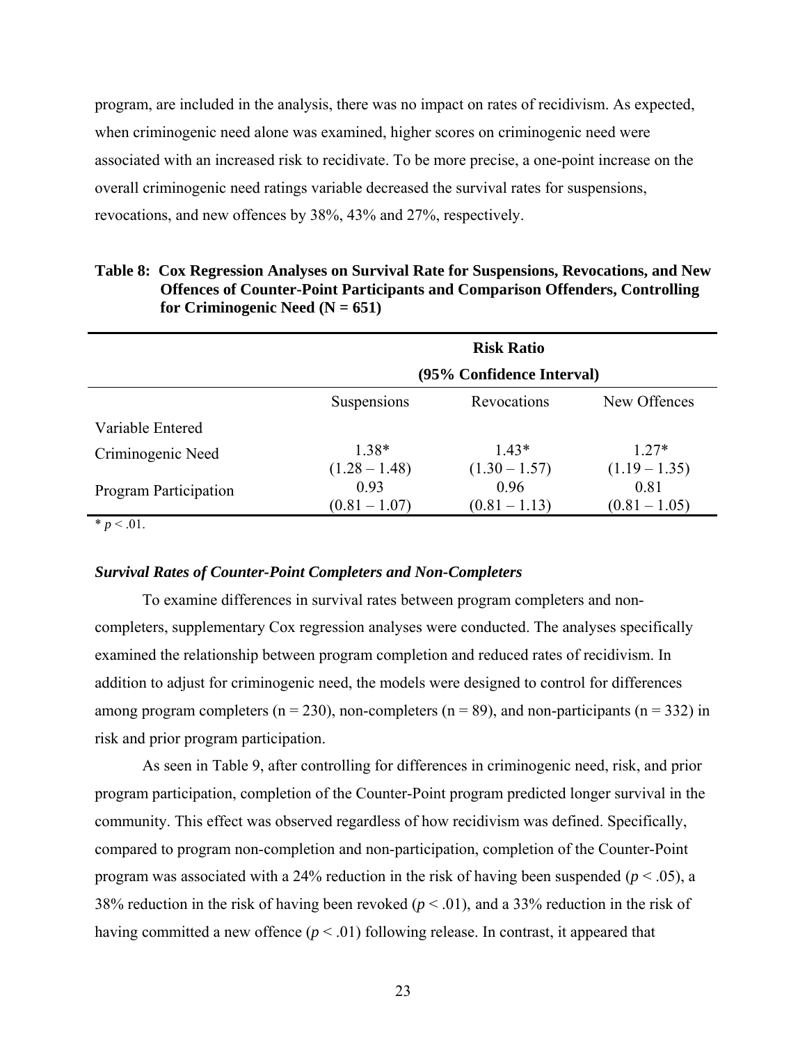program, are included in the analysis, there was no impact on rates of recidivism. As expected, when criminogenic need alone was examined, higher scores on criminogenic need were associated with an increased risk to recidivate. To be more precise, a one-point increase on the overall criminogenic need ratings variable decreased the survival rates for suspensions, revocations, and new offences by 38%, 43% and 27%, respectively.

**Table 8: Cox Regression Analyses on Survival Rate for Suspensions, Revocations, and New Offences of Counter-Point Participants and Comparison Offenders, Controlling for Criminogenic Need (N = 651)**

| | Risk Ratio (95% Confidence Interval) | | |
|---|---|---|---|
| | Suspensions | Revocations | New Offences |
| Variable Entered | | | |
| Criminogenic Need | 1.38* (1.28 – 1.48) | 1.43* (1.30 – 1.57) | 1.27* (1.19 – 1.35) |
| Program Participation | 0.93 (0.81 – 1.07) | 0.96 (0.81 – 1.13) | 0.81 (0.81 – 1.05) |

* $p < .01$.

### *Survival Rates of Counter-Point Completers and Non-Completers*

To examine differences in survival rates between program completers and non-completers, supplementary Cox regression analyses were conducted. The analyses specifically examined the relationship between program completion and reduced rates of recidivism. In addition to adjust for criminogenic need, the models were designed to control for differences among program completers (n = 230), non-completers (n = 89), and non-participants (n = 332) in risk and prior program participation.

As seen in Table 9, after controlling for differences in criminogenic need, risk, and prior program participation, completion of the Counter-Point program predicted longer survival in the community. This effect was observed regardless of how recidivism was defined. Specifically, compared to program non-completion and non-participation, completion of the Counter-Point program was associated with a 24% reduction in the risk of having been suspended ($p < .05$), a 38% reduction in the risk of having been revoked ($p < .01$), and a 33% reduction in the risk of having committed a new offence ($p < .01$) following release. In contrast, it appeared that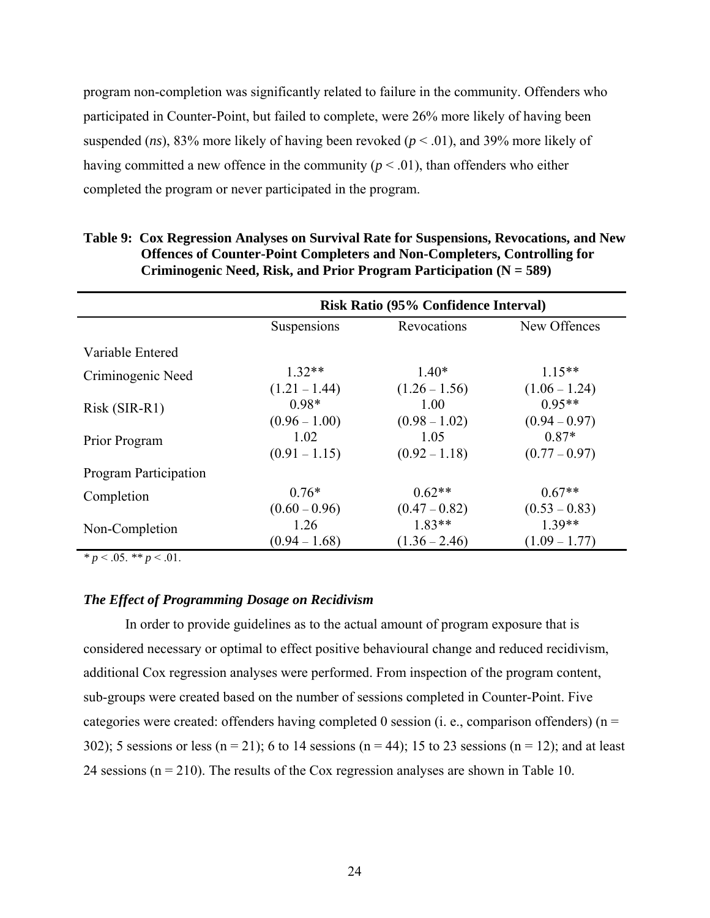program non-completion was significantly related to failure in the community. Offenders who participated in Counter-Point, but failed to complete, were 26% more likely of having been suspended (*ns*), 83% more likely of having been revoked ($p < .01$), and 39% more likely of having committed a new offence in the community ($p < .01$), than offenders who either completed the program or never participated in the program.

**Table 9: Cox Regression Analyses on Survival Rate for Suspensions, Revocations, and New Offences of Counter-Point Completers and Non-Completers, Controlling for Criminogenic Need, Risk, and Prior Program Participation (N = 589)**

| | Risk Ratio (95% Confidence Interval) | | |
|---|---|---|---|
| | Suspensions | Revocations | New Offences |
| Variable Entered | | | |
| Criminogenic Need | 1.32** (1.21 – 1.44) | 1.40* (1.26 – 1.56) | 1.15** (1.06 – 1.24) |
| Risk (SIR-R1) | 0.98* (0.96 – 1.00) | 1.00 (0.98 – 1.02) | 0.95** (0.94 – 0.97) |
| Prior Program | 1.02 (0.91 – 1.15) | 1.05 (0.92 – 1.18) | 0.87* (0.77 – 0.97) |
| Program Participation | | | |
| Completion | 0.76* (0.60 – 0.96) | 0.62** (0.47 – 0.82) | 0.67** (0.53 – 0.83) |
| Non-Completion | 1.26 (0.94 – 1.68) | 1.83** (1.36 – 2.46) | 1.39** (1.09 – 1.77) |

\* $p < .05$. ** $p < .01$.

### *The Effect of Programming Dosage on Recidivism*

In order to provide guidelines as to the actual amount of program exposure that is considered necessary or optimal to effect positive behavioural change and reduced recidivism, additional Cox regression analyses were performed. From inspection of the program content, sub-groups were created based on the number of sessions completed in Counter-Point. Five categories were created: offenders having completed 0 session (i. e., comparison offenders) (n = 302); 5 sessions or less (n = 21); 6 to 14 sessions (n = 44); 15 to 23 sessions (n = 12); and at least 24 sessions (n = 210). The results of the Cox regression analyses are shown in Table 10.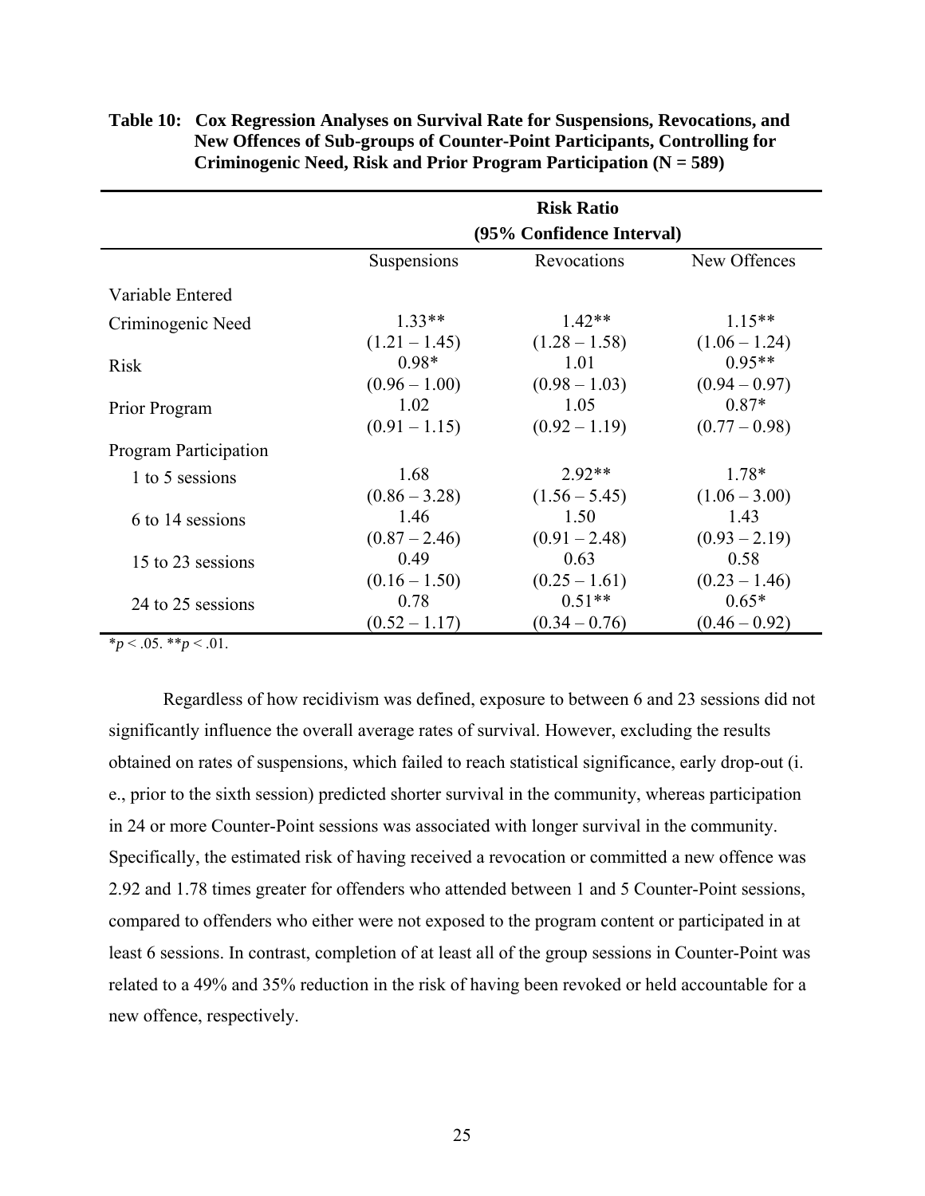**Table 10: Cox Regression Analyses on Survival Rate for Suspensions, Revocations, and New Offences of Sub-groups of Counter-Point Participants, Controlling for Criminogenic Need, Risk and Prior Program Participation (N = 589)**

| | Risk Ratio (95% Confidence Interval) | | |
|---|---|---|---|
| | Suspensions | Revocations | New Offences |
| Variable Entered | | | |
| Criminogenic Need | 1.33** (1.21 – 1.45) | 1.42** (1.28 – 1.58) | 1.15** (1.06 – 1.24) |
| Risk | 0.98* (0.96 – 1.00) | 1.01 (0.98 – 1.03) | 0.95** (0.94 – 0.97) |
| Prior Program | 1.02 (0.91 – 1.15) | 1.05 (0.92 – 1.19) | 0.87* (0.77 – 0.98) |
| Program Participation | | | |
| 1 to 5 sessions | 1.68 (0.86 – 3.28) | 2.92** (1.56 – 5.45) | 1.78* (1.06 – 3.00) |
| 6 to 14 sessions | 1.46 (0.87 – 2.46) | 1.50 (0.91 – 2.48) | 1.43 (0.93 – 2.19) |
| 15 to 23 sessions | 0.49 (0.16 – 1.50) | 0.63 (0.25 – 1.61) | 0.58 (0.23 – 1.46) |
| 24 to 25 sessions | 0.78 (0.52 – 1.17) | 0.51** (0.34 – 0.76) | 0.65* (0.46 – 0.92) |

\*$p < .05$. \*\*$p < .01$.

Regardless of how recidivism was defined, exposure to between 6 and 23 sessions did not significantly influence the overall average rates of survival. However, excluding the results obtained on rates of suspensions, which failed to reach statistical significance, early drop-out (i. e., prior to the sixth session) predicted shorter survival in the community, whereas participation in 24 or more Counter-Point sessions was associated with longer survival in the community. Specifically, the estimated risk of having received a revocation or committed a new offence was 2.92 and 1.78 times greater for offenders who attended between 1 and 5 Counter-Point sessions, compared to offenders who either were not exposed to the program content or participated in at least 6 sessions. In contrast, completion of at least all of the group sessions in Counter-Point was related to a 49% and 35% reduction in the risk of having been revoked or held accountable for a new offence, respectively.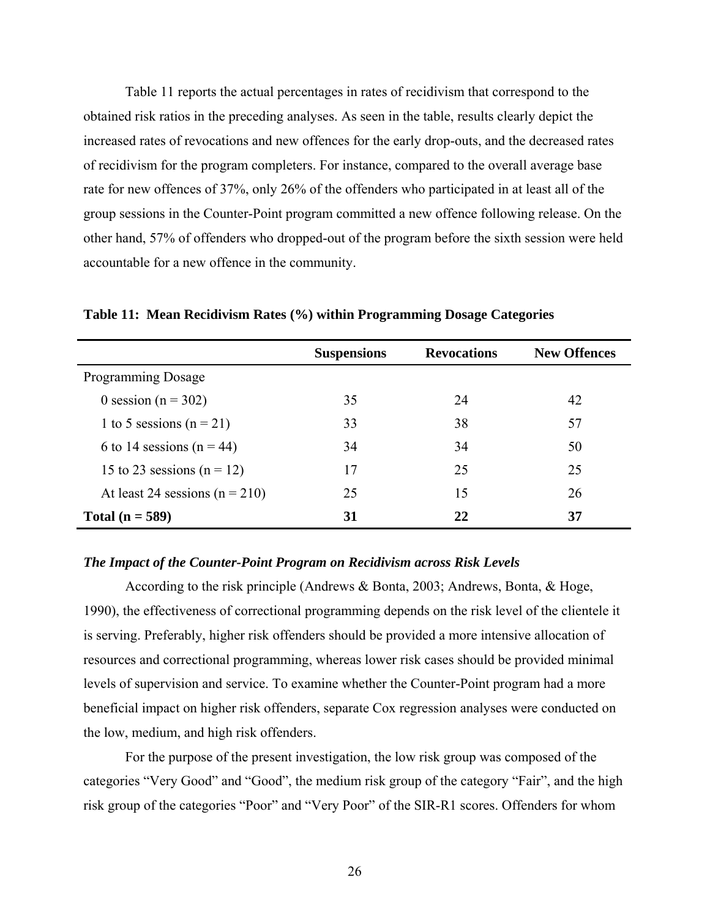Table 11 reports the actual percentages in rates of recidivism that correspond to the obtained risk ratios in the preceding analyses. As seen in the table, results clearly depict the increased rates of revocations and new offences for the early drop-outs, and the decreased rates of recidivism for the program completers. For instance, compared to the overall average base rate for new offences of 37%, only 26% of the offenders who participated in at least all of the group sessions in the Counter-Point program committed a new offence following release. On the other hand, 57% of offenders who dropped-out of the program before the sixth session were held accountable for a new offence in the community.

**Table 11: Mean Recidivism Rates (%) within Programming Dosage Categories**

| | Suspensions | Revocations | New Offences |
|---|---|---|---|
| Programming Dosage | | | |
| 0 session (n = 302) | 35 | 24 | 42 |
| 1 to 5 sessions (n = 21) | 33 | 38 | 57 |
| 6 to 14 sessions (n = 44) | 34 | 34 | 50 |
| 15 to 23 sessions (n = 12) | 17 | 25 | 25 |
| At least 24 sessions (n = 210) | 25 | 15 | 26 |
| **Total (n = 589)** | **31** | **22** | **37** |

### *The Impact of the Counter-Point Program on Recidivism across Risk Levels*

According to the risk principle (Andrews & Bonta, 2003; Andrews, Bonta, & Hoge, 1990), the effectiveness of correctional programming depends on the risk level of the clientele it is serving. Preferably, higher risk offenders should be provided a more intensive allocation of resources and correctional programming, whereas lower risk cases should be provided minimal levels of supervision and service. To examine whether the Counter-Point program had a more beneficial impact on higher risk offenders, separate Cox regression analyses were conducted on the low, medium, and high risk offenders.

For the purpose of the present investigation, the low risk group was composed of the categories “Very Good” and “Good”, the medium risk group of the category “Fair”, and the high risk group of the categories “Poor” and “Very Poor” of the SIR-R1 scores. Offenders for whom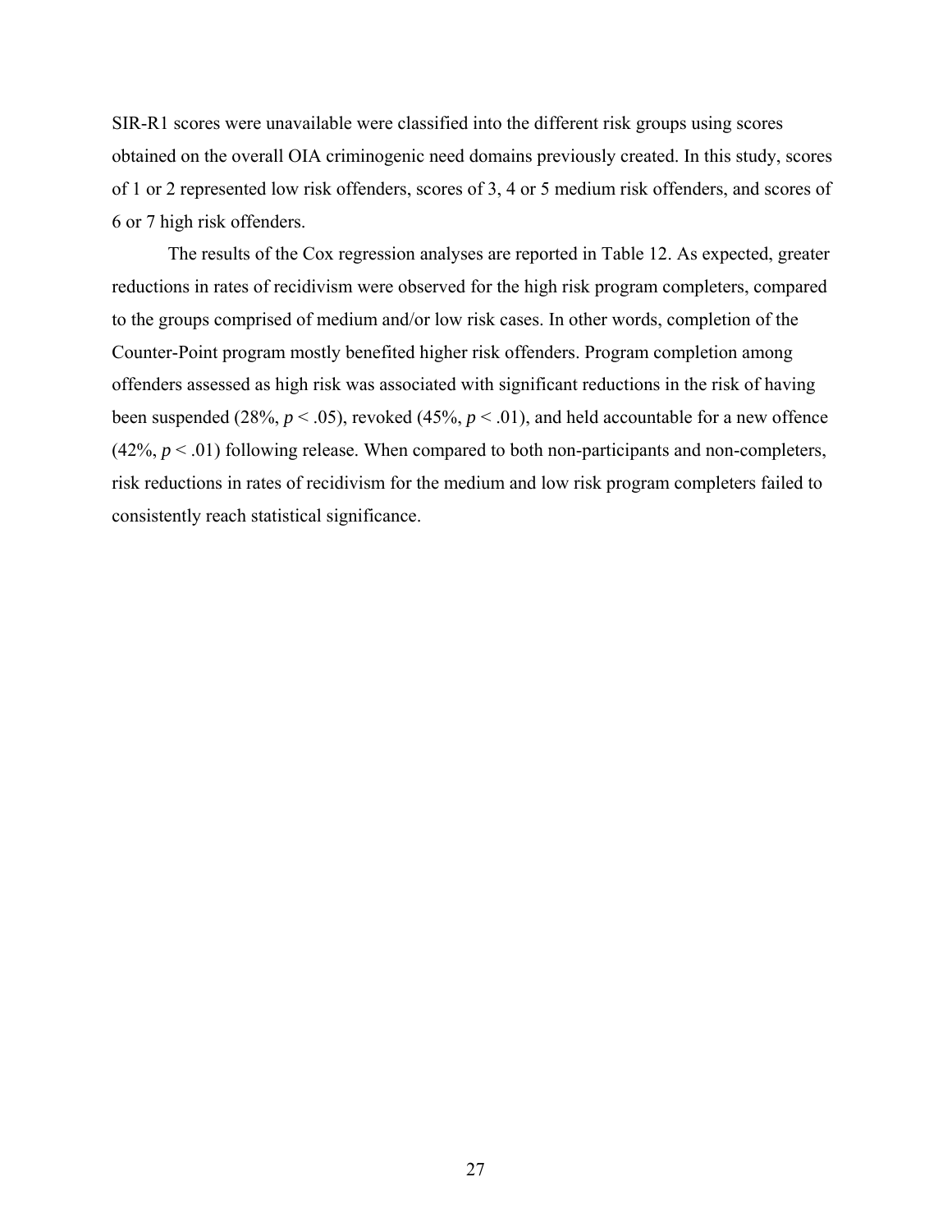SIR-R1 scores were unavailable were classified into the different risk groups using scores obtained on the overall OIA criminogenic need domains previously created. In this study, scores of 1 or 2 represented low risk offenders, scores of 3, 4 or 5 medium risk offenders, and scores of 6 or 7 high risk offenders.

The results of the Cox regression analyses are reported in Table 12. As expected, greater reductions in rates of recidivism were observed for the high risk program completers, compared to the groups comprised of medium and/or low risk cases. In other words, completion of the Counter-Point program mostly benefited higher risk offenders. Program completion among offenders assessed as high risk was associated with significant reductions in the risk of having been suspended (28%, $p < .05$), revoked (45%, $p < .01$), and held accountable for a new offence (42%, $p < .01$) following release. When compared to both non-participants and non-completers, risk reductions in rates of recidivism for the medium and low risk program completers failed to consistently reach statistical significance.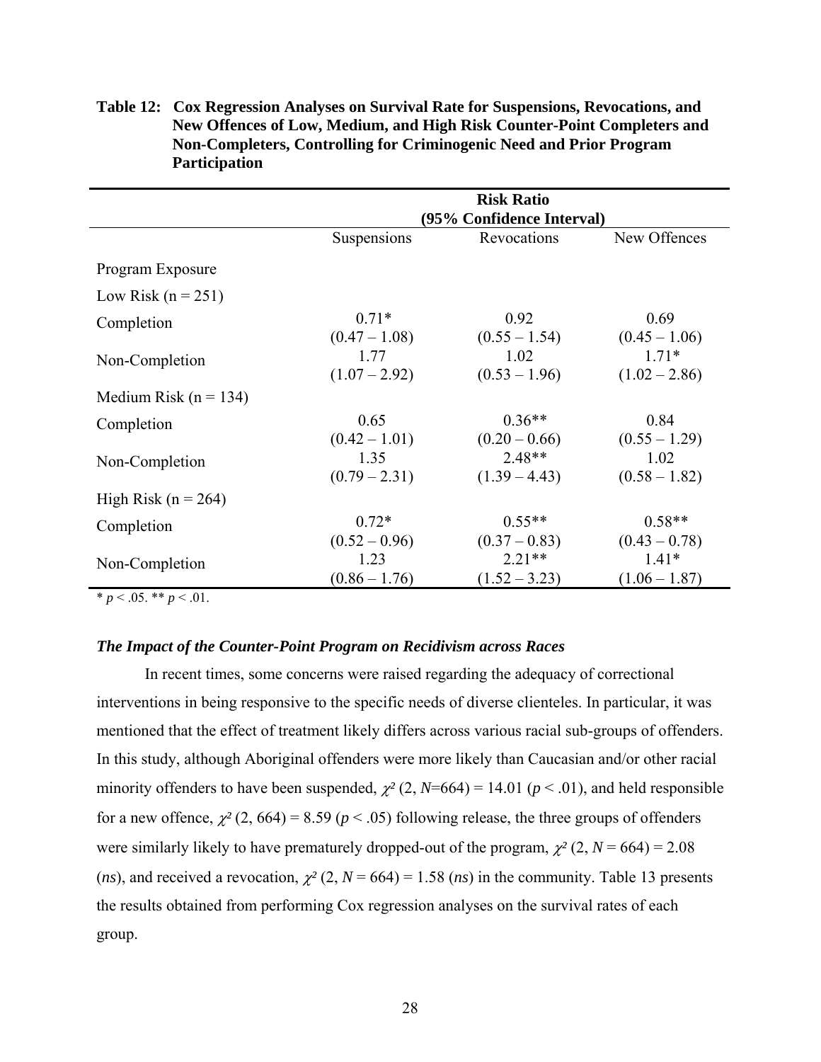**Table 12: Cox Regression Analyses on Survival Rate for Suspensions, Revocations, and New Offences of Low, Medium, and High Risk Counter-Point Completers and Non-Completers, Controlling for Criminogenic Need and Prior Program Participation**

| | **Risk Ratio (95% Confidence Interval)** | | |
|---|---|---|---|
| | Suspensions | Revocations | New Offences |
| Program Exposure | | | |
| Low Risk (n = 251) | | | |
| Completion | 0.71* (0.47 – 1.08) | 0.92 (0.55 – 1.54) | 0.69 (0.45 – 1.06) |
| Non-Completion | 1.77 (1.07 – 2.92) | 1.02 (0.53 – 1.96) | 1.71* (1.02 – 2.86) |
| Medium Risk (n = 134) | | | |
| Completion | 0.65 (0.42 – 1.01) | 0.36** (0.20 – 0.66) | 0.84 (0.55 – 1.29) |
| Non-Completion | 1.35 (0.79 – 2.31) | 2.48** (1.39 – 4.43) | 1.02 (0.58 – 1.82) |
| High Risk (n = 264) | | | |
| Completion | 0.72* (0.52 – 0.96) | 0.55** (0.37 – 0.83) | 0.58** (0.43 – 0.78) |
| Non-Completion | 1.23 (0.86 – 1.76) | 2.21** (1.52 – 3.23) | 1.41* (1.06 – 1.87) |

\* $p < .05$. ** $p < .01$.

### *The Impact of the Counter-Point Program on Recidivism across Races*

In recent times, some concerns were raised regarding the adequacy of correctional interventions in being responsive to the specific needs of diverse clienteles. In particular, it was mentioned that the effect of treatment likely differs across various racial sub-groups of offenders. In this study, although Aboriginal offenders were more likely than Caucasian and/or other racial minority offenders to have been suspended, $\chi^2$ (2, $N$=664) = 14.01 ($p < .01$), and held responsible for a new offence, $\chi^2$ (2, 664) = 8.59 ($p < .05$) following release, the three groups of offenders were similarly likely to have prematurely dropped-out of the program, $\chi^2$ (2, $N$ = 664) = 2.08 (*ns*), and received a revocation, $\chi^2$ (2, $N$ = 664) = 1.58 (*ns*) in the community. Table 13 presents the results obtained from performing Cox regression analyses on the survival rates of each group.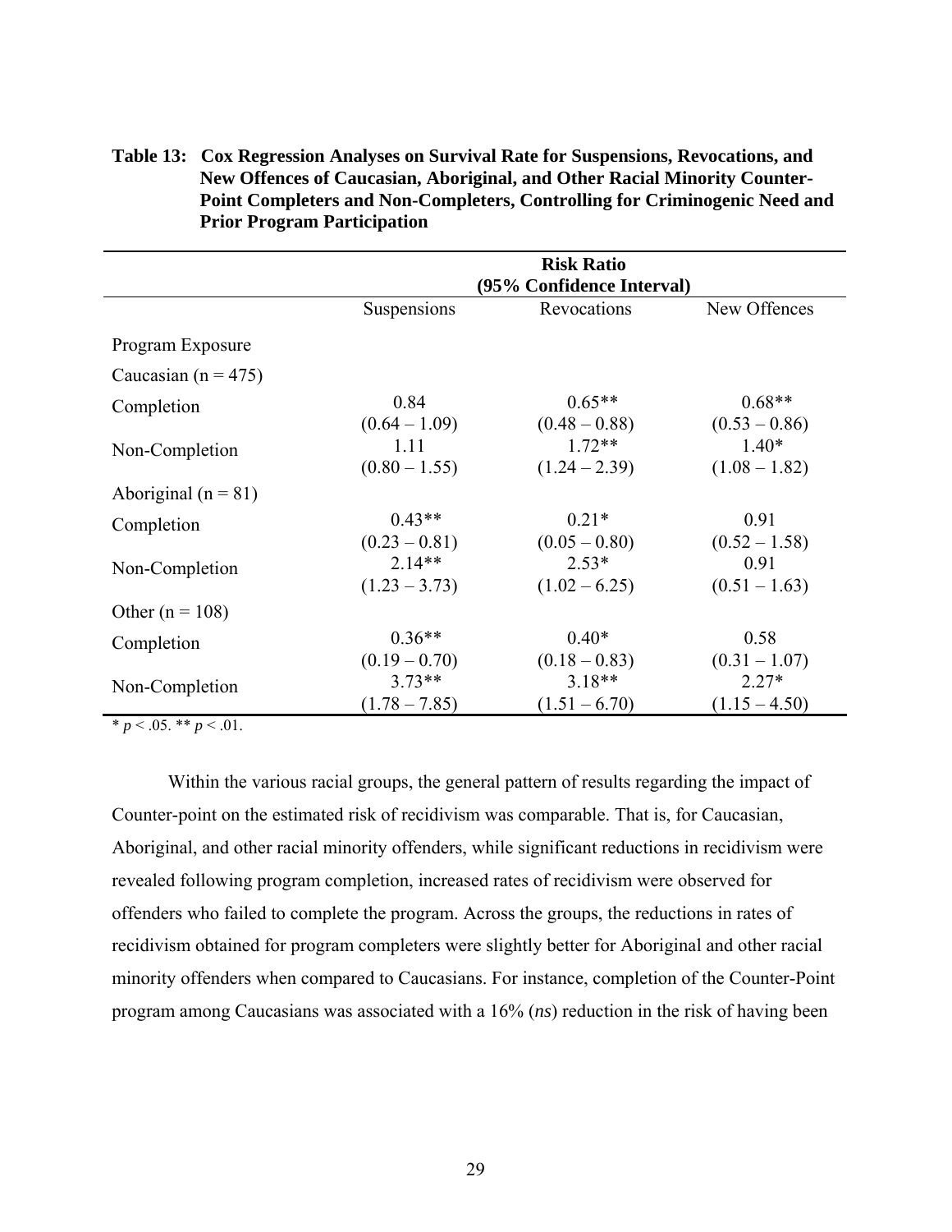**Table 13: Cox Regression Analyses on Survival Rate for Suspensions, Revocations, and New Offences of Caucasian, Aboriginal, and Other Racial Minority Counter-Point Completers and Non-Completers, Controlling for Criminogenic Need and Prior Program Participation**

| | Risk Ratio (95% Confidence Interval) | | |
|---|---|---|---|
| | Suspensions | Revocations | New Offences |
| Program Exposure | | | |
| Caucasian (n = 475) | | | |
| Completion | 0.84 (0.64 – 1.09) | 0.65** (0.48 – 0.88) | 0.68** (0.53 – 0.86) |
| Non-Completion | 1.11 (0.80 – 1.55) | 1.72** (1.24 – 2.39) | 1.40* (1.08 – 1.82) |
| Aboriginal (n = 81) | | | |
| Completion | 0.43** (0.23 – 0.81) | 0.21* (0.05 – 0.80) | 0.91 (0.52 – 1.58) |
| Non-Completion | 2.14** (1.23 – 3.73) | 2.53* (1.02 – 6.25) | 0.91 (0.51 – 1.63) |
| Other (n = 108) | | | |
| Completion | 0.36** (0.19 – 0.70) | 0.40* (0.18 – 0.83) | 0.58 (0.31 – 1.07) |
| Non-Completion | 3.73** (1.78 – 7.85) | 3.18** (1.51 – 6.70) | 2.27* (1.15 – 4.50) |

* $p < .05$. ** $p < .01$.

Within the various racial groups, the general pattern of results regarding the impact of Counter-point on the estimated risk of recidivism was comparable. That is, for Caucasian, Aboriginal, and other racial minority offenders, while significant reductions in recidivism were revealed following program completion, increased rates of recidivism were observed for offenders who failed to complete the program. Across the groups, the reductions in rates of recidivism obtained for program completers were slightly better for Aboriginal and other racial minority offenders when compared to Caucasians. For instance, completion of the Counter-Point program among Caucasians was associated with a 16% (*ns*) reduction in the risk of having been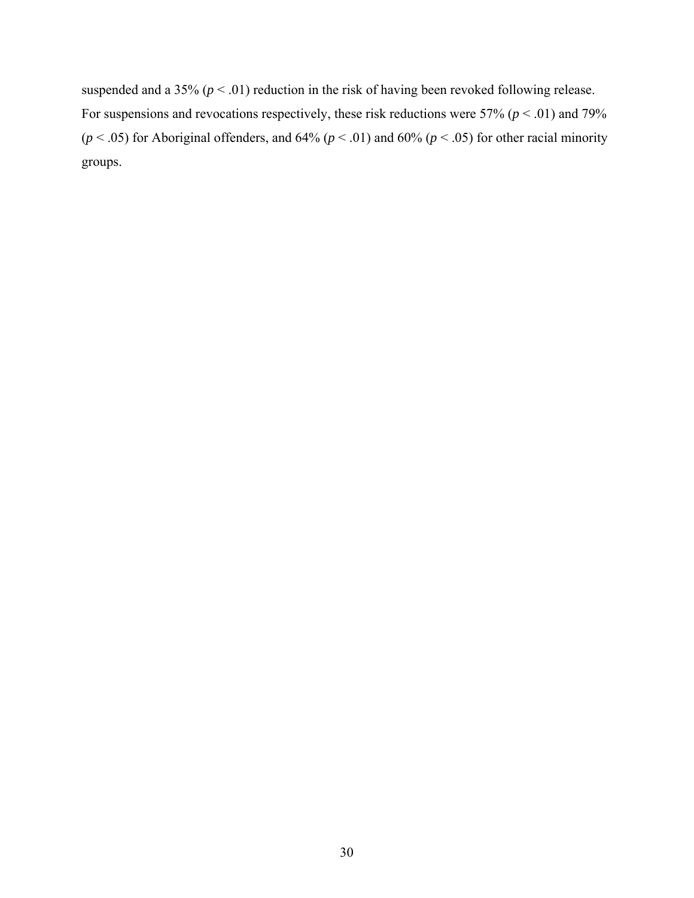suspended and a 35% ($p < .01$) reduction in the risk of having been revoked following release. For suspensions and revocations respectively, these risk reductions were 57% ($p < .01$) and 79% ($p < .05$) for Aboriginal offenders, and 64% ($p < .01$) and 60% ($p < .05$) for other racial minority groups.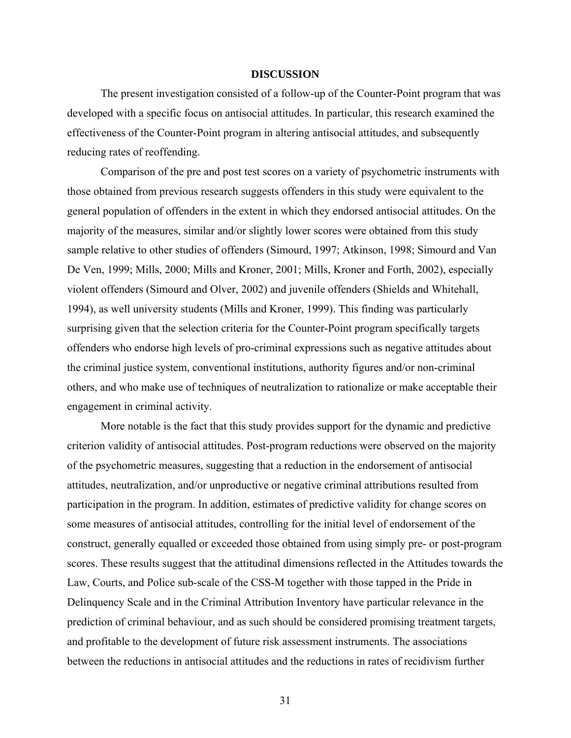# DISCUSSION

The present investigation consisted of a follow-up of the Counter-Point program that was developed with a specific focus on antisocial attitudes. In particular, this research examined the effectiveness of the Counter-Point program in altering antisocial attitudes, and subsequently reducing rates of reoffending.

Comparison of the pre and post test scores on a variety of psychometric instruments with those obtained from previous research suggests offenders in this study were equivalent to the general population of offenders in the extent in which they endorsed antisocial attitudes. On the majority of the measures, similar and/or slightly lower scores were obtained from this study sample relative to other studies of offenders (Simourd, 1997; Atkinson, 1998; Simourd and Van De Ven, 1999; Mills, 2000; Mills and Kroner, 2001; Mills, Kroner and Forth, 2002), especially violent offenders (Simourd and Olver, 2002) and juvenile offenders (Shields and Whitehall, 1994), as well university students (Mills and Kroner, 1999). This finding was particularly surprising given that the selection criteria for the Counter-Point program specifically targets offenders who endorse high levels of pro-criminal expressions such as negative attitudes about the criminal justice system, conventional institutions, authority figures and/or non-criminal others, and who make use of techniques of neutralization to rationalize or make acceptable their engagement in criminal activity.

More notable is the fact that this study provides support for the dynamic and predictive criterion validity of antisocial attitudes. Post-program reductions were observed on the majority of the psychometric measures, suggesting that a reduction in the endorsement of antisocial attitudes, neutralization, and/or unproductive or negative criminal attributions resulted from participation in the program. In addition, estimates of predictive validity for change scores on some measures of antisocial attitudes, controlling for the initial level of endorsement of the construct, generally equalled or exceeded those obtained from using simply pre- or post-program scores. These results suggest that the attitudinal dimensions reflected in the Attitudes towards the Law, Courts, and Police sub-scale of the CSS-M together with those tapped in the Pride in Delinquency Scale and in the Criminal Attribution Inventory have particular relevance in the prediction of criminal behaviour, and as such should be considered promising treatment targets, and profitable to the development of future risk assessment instruments. The associations between the reductions in antisocial attitudes and the reductions in rates of recidivism further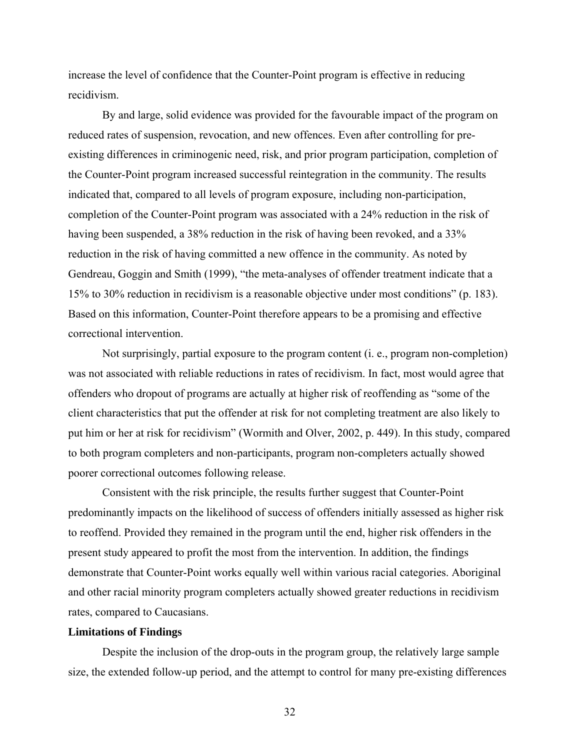increase the level of confidence that the Counter-Point program is effective in reducing recidivism.

By and large, solid evidence was provided for the favourable impact of the program on reduced rates of suspension, revocation, and new offences. Even after controlling for pre-existing differences in criminogenic need, risk, and prior program participation, completion of the Counter-Point program increased successful reintegration in the community. The results indicated that, compared to all levels of program exposure, including non-participation, completion of the Counter-Point program was associated with a 24% reduction in the risk of having been suspended, a 38% reduction in the risk of having been revoked, and a 33% reduction in the risk of having committed a new offence in the community. As noted by Gendreau, Goggin and Smith (1999), "the meta-analyses of offender treatment indicate that a 15% to 30% reduction in recidivism is a reasonable objective under most conditions" (p. 183). Based on this information, Counter-Point therefore appears to be a promising and effective correctional intervention.

Not surprisingly, partial exposure to the program content (i. e., program non-completion) was not associated with reliable reductions in rates of recidivism. In fact, most would agree that offenders who dropout of programs are actually at higher risk of reoffending as "some of the client characteristics that put the offender at risk for not completing treatment are also likely to put him or her at risk for recidivism" (Wormith and Olver, 2002, p. 449). In this study, compared to both program completers and non-participants, program non-completers actually showed poorer correctional outcomes following release.

Consistent with the risk principle, the results further suggest that Counter-Point predominantly impacts on the likelihood of success of offenders initially assessed as higher risk to reoffend. Provided they remained in the program until the end, higher risk offenders in the present study appeared to profit the most from the intervention. In addition, the findings demonstrate that Counter-Point works equally well within various racial categories. Aboriginal and other racial minority program completers actually showed greater reductions in recidivism rates, compared to Caucasians.

**Limitations of Findings**

Despite the inclusion of the drop-outs in the program group, the relatively large sample size, the extended follow-up period, and the attempt to control for many pre-existing differences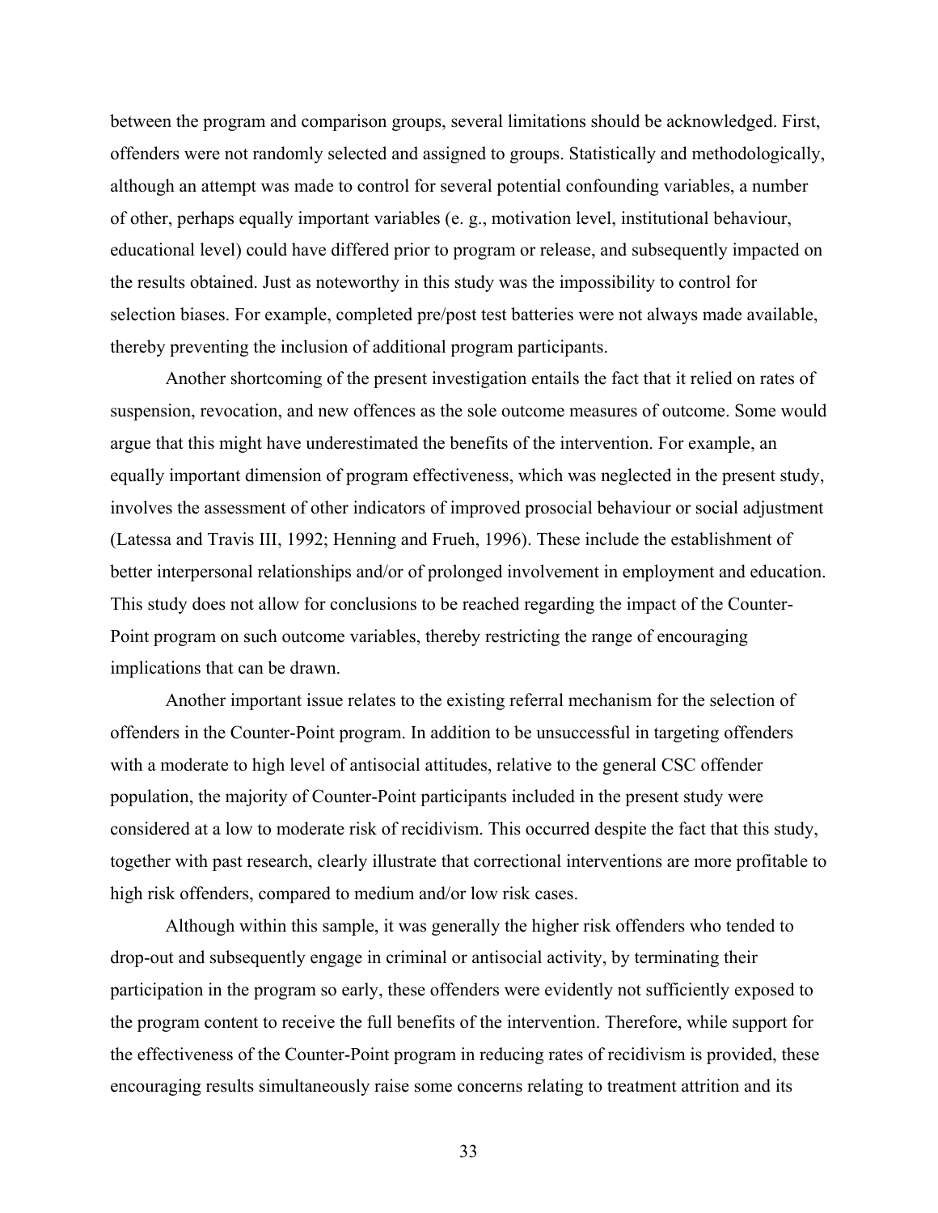between the program and comparison groups, several limitations should be acknowledged. First, offenders were not randomly selected and assigned to groups. Statistically and methodologically, although an attempt was made to control for several potential confounding variables, a number of other, perhaps equally important variables (e. g., motivation level, institutional behaviour, educational level) could have differed prior to program or release, and subsequently impacted on the results obtained. Just as noteworthy in this study was the impossibility to control for selection biases. For example, completed pre/post test batteries were not always made available, thereby preventing the inclusion of additional program participants.

Another shortcoming of the present investigation entails the fact that it relied on rates of suspension, revocation, and new offences as the sole outcome measures of outcome. Some would argue that this might have underestimated the benefits of the intervention. For example, an equally important dimension of program effectiveness, which was neglected in the present study, involves the assessment of other indicators of improved prosocial behaviour or social adjustment (Latessa and Travis III, 1992; Henning and Frueh, 1996). These include the establishment of better interpersonal relationships and/or of prolonged involvement in employment and education. This study does not allow for conclusions to be reached regarding the impact of the Counter-Point program on such outcome variables, thereby restricting the range of encouraging implications that can be drawn.

Another important issue relates to the existing referral mechanism for the selection of offenders in the Counter-Point program. In addition to be unsuccessful in targeting offenders with a moderate to high level of antisocial attitudes, relative to the general CSC offender population, the majority of Counter-Point participants included in the present study were considered at a low to moderate risk of recidivism. This occurred despite the fact that this study, together with past research, clearly illustrate that correctional interventions are more profitable to high risk offenders, compared to medium and/or low risk cases.

Although within this sample, it was generally the higher risk offenders who tended to drop-out and subsequently engage in criminal or antisocial activity, by terminating their participation in the program so early, these offenders were evidently not sufficiently exposed to the program content to receive the full benefits of the intervention. Therefore, while support for the effectiveness of the Counter-Point program in reducing rates of recidivism is provided, these encouraging results simultaneously raise some concerns relating to treatment attrition and its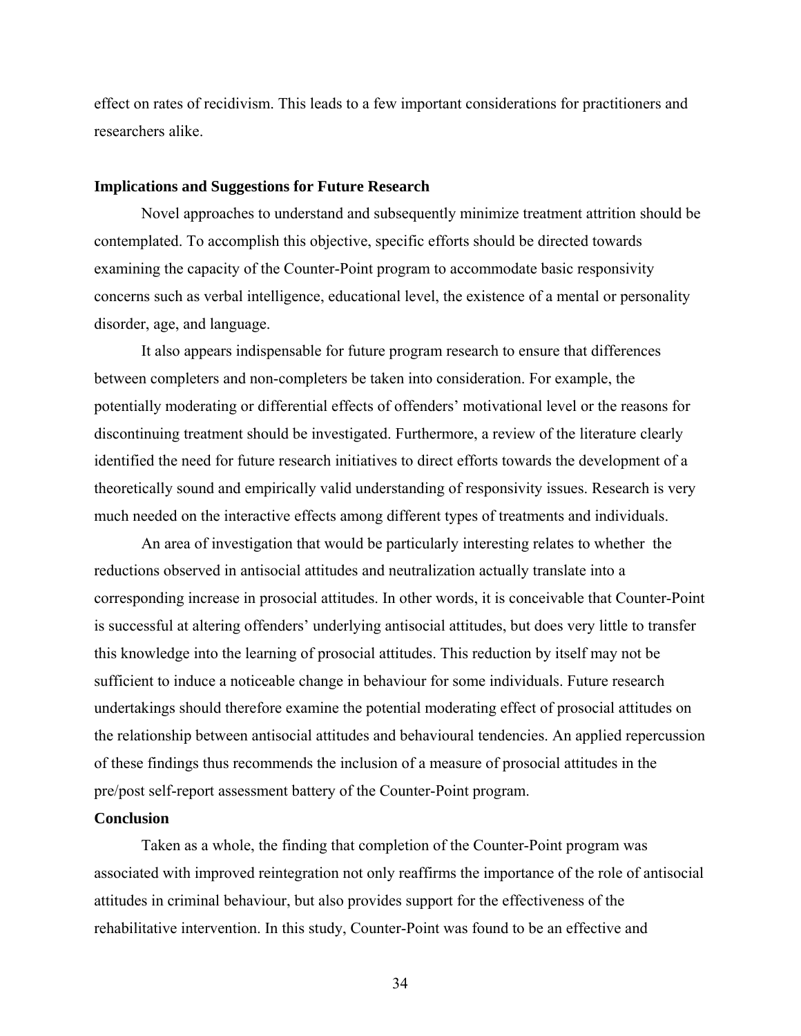effect on rates of recidivism. This leads to a few important considerations for practitioners and researchers alike.

### Implications and Suggestions for Future Research

Novel approaches to understand and subsequently minimize treatment attrition should be contemplated. To accomplish this objective, specific efforts should be directed towards examining the capacity of the Counter-Point program to accommodate basic responsivity concerns such as verbal intelligence, educational level, the existence of a mental or personality disorder, age, and language.

It also appears indispensable for future program research to ensure that differences between completers and non-completers be taken into consideration. For example, the potentially moderating or differential effects of offenders' motivational level or the reasons for discontinuing treatment should be investigated. Furthermore, a review of the literature clearly identified the need for future research initiatives to direct efforts towards the development of a theoretically sound and empirically valid understanding of responsivity issues. Research is very much needed on the interactive effects among different types of treatments and individuals.

An area of investigation that would be particularly interesting relates to whether the reductions observed in antisocial attitudes and neutralization actually translate into a corresponding increase in prosocial attitudes. In other words, it is conceivable that Counter-Point is successful at altering offenders' underlying antisocial attitudes, but does very little to transfer this knowledge into the learning of prosocial attitudes. This reduction by itself may not be sufficient to induce a noticeable change in behaviour for some individuals. Future research undertakings should therefore examine the potential moderating effect of prosocial attitudes on the relationship between antisocial attitudes and behavioural tendencies. An applied repercussion of these findings thus recommends the inclusion of a measure of prosocial attitudes in the pre/post self-report assessment battery of the Counter-Point program.

### Conclusion

Taken as a whole, the finding that completion of the Counter-Point program was associated with improved reintegration not only reaffirms the importance of the role of antisocial attitudes in criminal behaviour, but also provides support for the effectiveness of the rehabilitative intervention. In this study, Counter-Point was found to be an effective and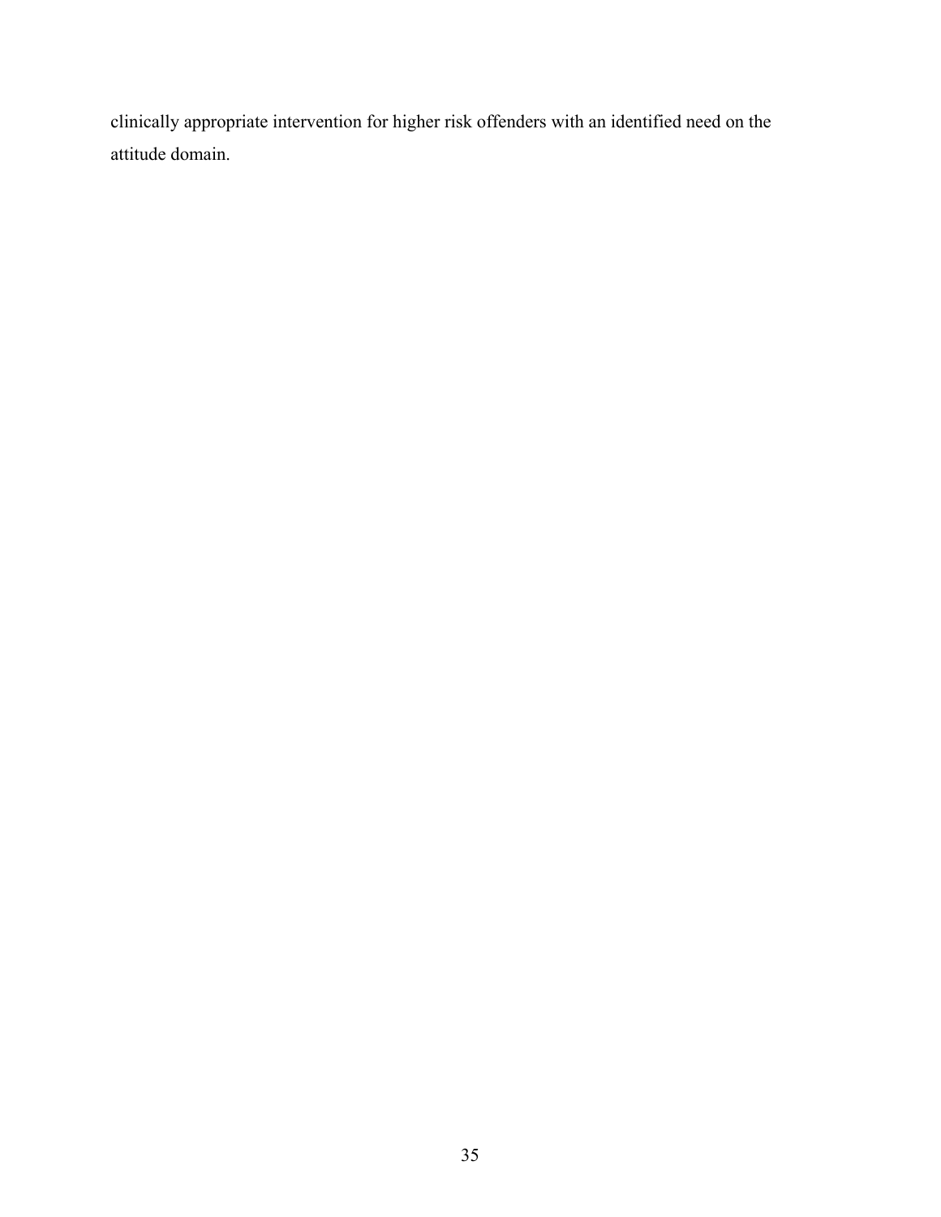clinically appropriate intervention for higher risk offenders with an identified need on the attitude domain.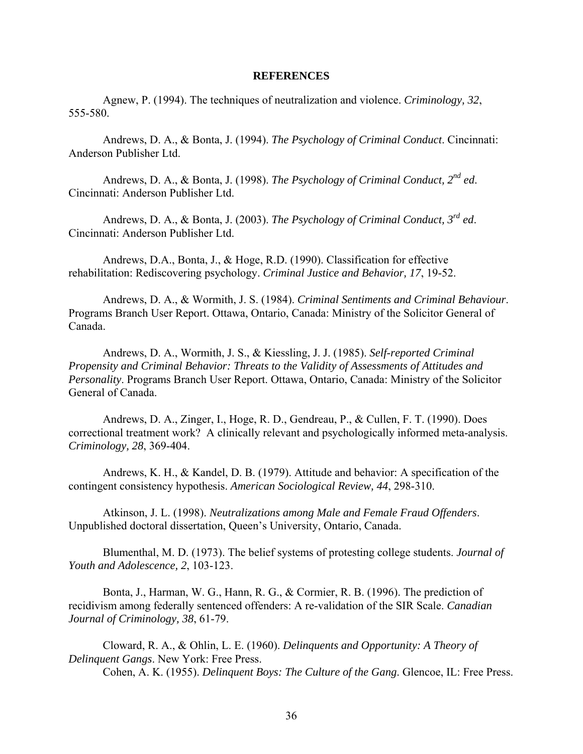## REFERENCES

Agnew, P. (1994). The techniques of neutralization and violence. *Criminology, 32*, 555-580.

Andrews, D. A., & Bonta, J. (1994). *The Psychology of Criminal Conduct*. Cincinnati: Anderson Publisher Ltd.

Andrews, D. A., & Bonta, J. (1998). *The Psychology of Criminal Conduct, 2nd ed*. Cincinnati: Anderson Publisher Ltd.

Andrews, D. A., & Bonta, J. (2003). *The Psychology of Criminal Conduct, 3rd ed*. Cincinnati: Anderson Publisher Ltd.

Andrews, D.A., Bonta, J., & Hoge, R.D. (1990). Classification for effective rehabilitation: Rediscovering psychology. *Criminal Justice and Behavior, 17*, 19-52.

Andrews, D. A., & Wormith, J. S. (1984). *Criminal Sentiments and Criminal Behaviour*. Programs Branch User Report. Ottawa, Ontario, Canada: Ministry of the Solicitor General of Canada.

Andrews, D. A., Wormith, J. S., & Kiessling, J. J. (1985). *Self-reported Criminal Propensity and Criminal Behavior: Threats to the Validity of Assessments of Attitudes and Personality*. Programs Branch User Report. Ottawa, Ontario, Canada: Ministry of the Solicitor General of Canada.

Andrews, D. A., Zinger, I., Hoge, R. D., Gendreau, P., & Cullen, F. T. (1990). Does correctional treatment work? A clinically relevant and psychologically informed meta-analysis. *Criminology, 28*, 369-404.

Andrews, K. H., & Kandel, D. B. (1979). Attitude and behavior: A specification of the contingent consistency hypothesis. *American Sociological Review, 44*, 298-310.

Atkinson, J. L. (1998). *Neutralizations among Male and Female Fraud Offenders*. Unpublished doctoral dissertation, Queen's University, Ontario, Canada.

Blumenthal, M. D. (1973). The belief systems of protesting college students. *Journal of Youth and Adolescence, 2*, 103-123.

Bonta, J., Harman, W. G., Hann, R. G., & Cormier, R. B. (1996). The prediction of recidivism among federally sentenced offenders: A re-validation of the SIR Scale. *Canadian Journal of Criminology, 38*, 61-79.

Cloward, R. A., & Ohlin, L. E. (1960). *Delinquents and Opportunity: A Theory of Delinquent Gangs*. New York: Free Press.

Cohen, A. K. (1955). *Delinquent Boys: The Culture of the Gang*. Glencoe, IL: Free Press.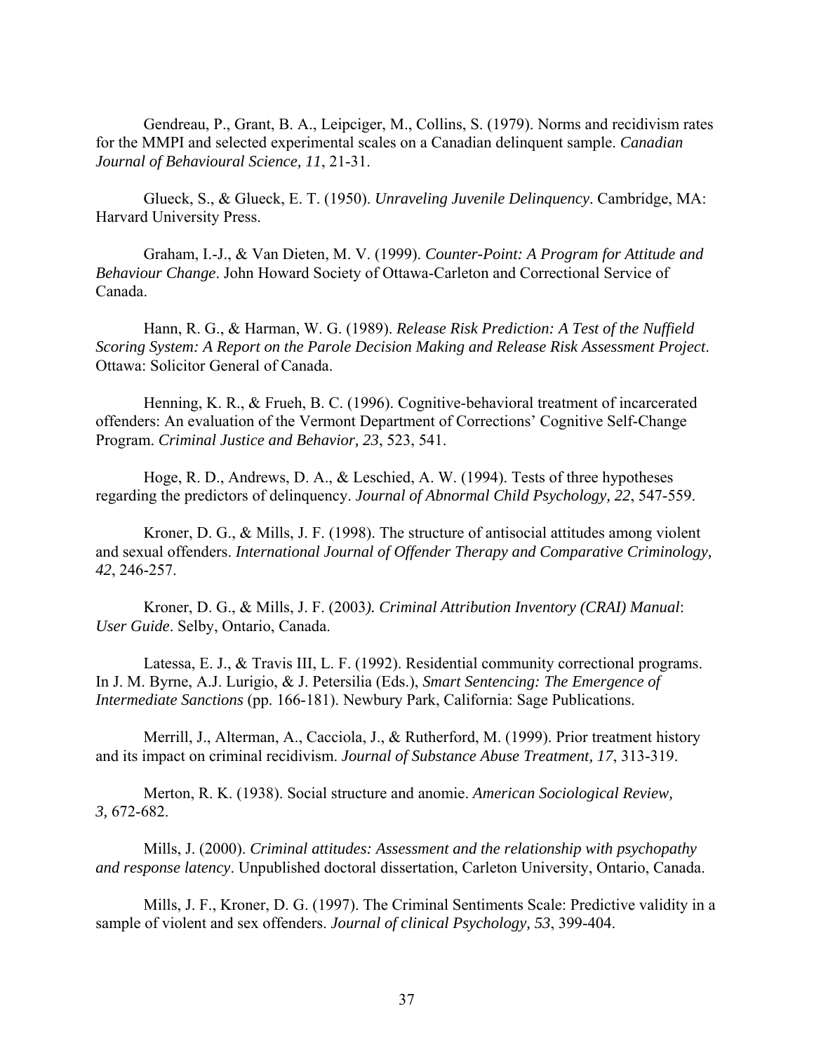Gendreau, P., Grant, B. A., Leipciger, M., Collins, S. (1979). Norms and recidivism rates for the MMPI and selected experimental scales on a Canadian delinquent sample. *Canadian Journal of Behavioural Science, 11*, 21-31.

Glueck, S., & Glueck, E. T. (1950). *Unraveling Juvenile Delinquency*. Cambridge, MA: Harvard University Press.

Graham, I.-J., & Van Dieten, M. V. (1999). *Counter-Point: A Program for Attitude and Behaviour Change*. John Howard Society of Ottawa-Carleton and Correctional Service of Canada.

Hann, R. G., & Harman, W. G. (1989). *Release Risk Prediction: A Test of the Nuffield Scoring System: A Report on the Parole Decision Making and Release Risk Assessment Project*. Ottawa: Solicitor General of Canada.

Henning, K. R., & Frueh, B. C. (1996). Cognitive-behavioral treatment of incarcerated offenders: An evaluation of the Vermont Department of Corrections' Cognitive Self-Change Program. *Criminal Justice and Behavior, 23*, 523, 541.

Hoge, R. D., Andrews, D. A., & Leschied, A. W. (1994). Tests of three hypotheses regarding the predictors of delinquency. *Journal of Abnormal Child Psychology, 22*, 547-559.

Kroner, D. G., & Mills, J. F. (1998). The structure of antisocial attitudes among violent and sexual offenders. *International Journal of Offender Therapy and Comparative Criminology, 42*, 246-257.

Kroner, D. G., & Mills, J. F. (2003*). Criminal Attribution Inventory (CRAI) Manual*: *User Guide*. Selby, Ontario, Canada.

Latessa, E. J., & Travis III, L. F. (1992). Residential community correctional programs. In J. M. Byrne, A.J. Lurigio, & J. Petersilia (Eds.), *Smart Sentencing: The Emergence of Intermediate Sanctions* (pp. 166-181). Newbury Park, California: Sage Publications.

Merrill, J., Alterman, A., Cacciola, J., & Rutherford, M. (1999). Prior treatment history and its impact on criminal recidivism. *Journal of Substance Abuse Treatment, 17*, 313-319.

Merton, R. K. (1938). Social structure and anomie. *American Sociological Review, 3,* 672-682.

Mills, J. (2000). *Criminal attitudes: Assessment and the relationship with psychopathy and response latency*. Unpublished doctoral dissertation, Carleton University, Ontario, Canada.

Mills, J. F., Kroner, D. G. (1997). The Criminal Sentiments Scale: Predictive validity in a sample of violent and sex offenders. *Journal of clinical Psychology, 53*, 399-404.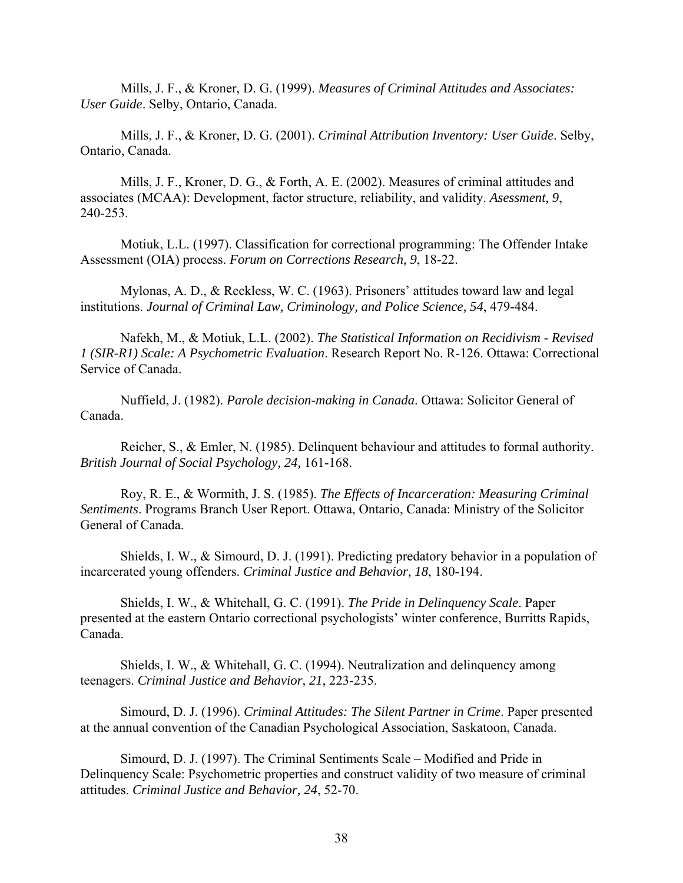Mills, J. F., & Kroner, D. G. (1999). *Measures of Criminal Attitudes and Associates: User Guide*. Selby, Ontario, Canada.

Mills, J. F., & Kroner, D. G. (2001). *Criminal Attribution Inventory: User Guide*. Selby, Ontario, Canada.

Mills, J. F., Kroner, D. G., & Forth, A. E. (2002). Measures of criminal attitudes and associates (MCAA): Development, factor structure, reliability, and validity. *Asessment, 9*, 240-253.

Motiuk, L.L. (1997). Classification for correctional programming: The Offender Intake Assessment (OIA) process. *Forum on Corrections Research, 9*, 18-22.

Mylonas, A. D., & Reckless, W. C. (1963). Prisoners' attitudes toward law and legal institutions. *Journal of Criminal Law, Criminology, and Police Science, 54*, 479-484.

Nafekh, M., & Motiuk, L.L. (2002). *The Statistical Information on Recidivism - Revised 1 (SIR-R1) Scale: A Psychometric Evaluation*. Research Report No. R-126. Ottawa: Correctional Service of Canada.

Nuffield, J. (1982). *Parole decision-making in Canada*. Ottawa: Solicitor General of Canada.

Reicher, S., & Emler, N. (1985). Delinquent behaviour and attitudes to formal authority. *British Journal of Social Psychology, 24,* 161-168.

Roy, R. E., & Wormith, J. S. (1985). *The Effects of Incarceration: Measuring Criminal Sentiments*. Programs Branch User Report. Ottawa, Ontario, Canada: Ministry of the Solicitor General of Canada.

Shields, I. W., & Simourd, D. J. (1991). Predicting predatory behavior in a population of incarcerated young offenders. *Criminal Justice and Behavior, 18*, 180-194.

Shields, I. W., & Whitehall, G. C. (1991). *The Pride in Delinquency Scale*. Paper presented at the eastern Ontario correctional psychologists' winter conference, Burritts Rapids, Canada.

Shields, I. W., & Whitehall, G. C. (1994). Neutralization and delinquency among teenagers. *Criminal Justice and Behavior, 21*, 223-235.

Simourd, D. J. (1996). *Criminal Attitudes: The Silent Partner in Crime*. Paper presented at the annual convention of the Canadian Psychological Association, Saskatoon, Canada.

Simourd, D. J. (1997). The Criminal Sentiments Scale – Modified and Pride in Delinquency Scale: Psychometric properties and construct validity of two measure of criminal attitudes. *Criminal Justice and Behavior, 24*, 52-70.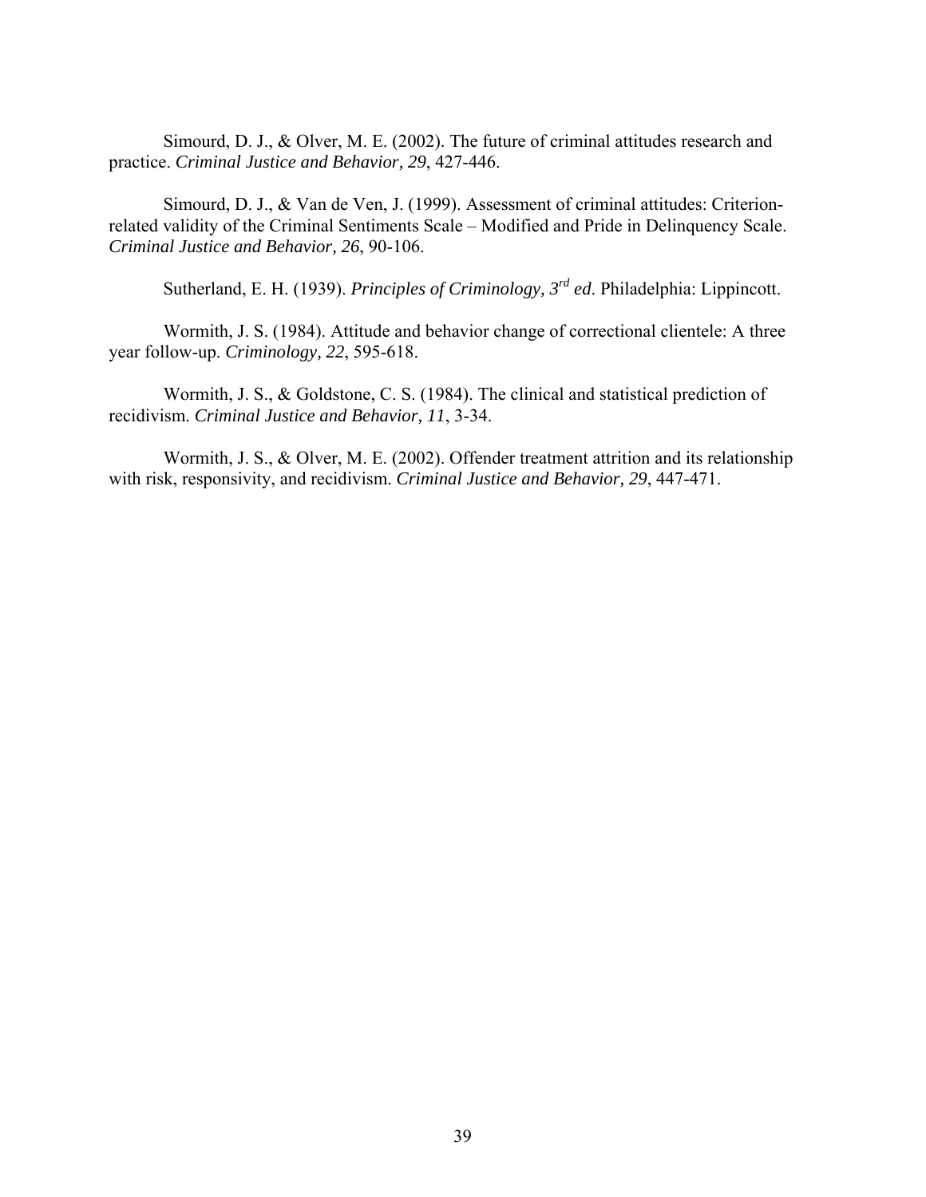Simourd, D. J., & Olver, M. E. (2002). The future of criminal attitudes research and practice. *Criminal Justice and Behavior, 29*, 427-446.

Simourd, D. J., & Van de Ven, J. (1999). Assessment of criminal attitudes: Criterion-related validity of the Criminal Sentiments Scale – Modified and Pride in Delinquency Scale. *Criminal Justice and Behavior, 26*, 90-106.

Sutherland, E. H. (1939). *Principles of Criminology, 3rd ed*. Philadelphia: Lippincott.

Wormith, J. S. (1984). Attitude and behavior change of correctional clientele: A three year follow-up. *Criminology, 22*, 595-618.

Wormith, J. S., & Goldstone, C. S. (1984). The clinical and statistical prediction of recidivism. *Criminal Justice and Behavior, 11*, 3-34.

Wormith, J. S., & Olver, M. E. (2002). Offender treatment attrition and its relationship with risk, responsivity, and recidivism. *Criminal Justice and Behavior, 29*, 447-471.